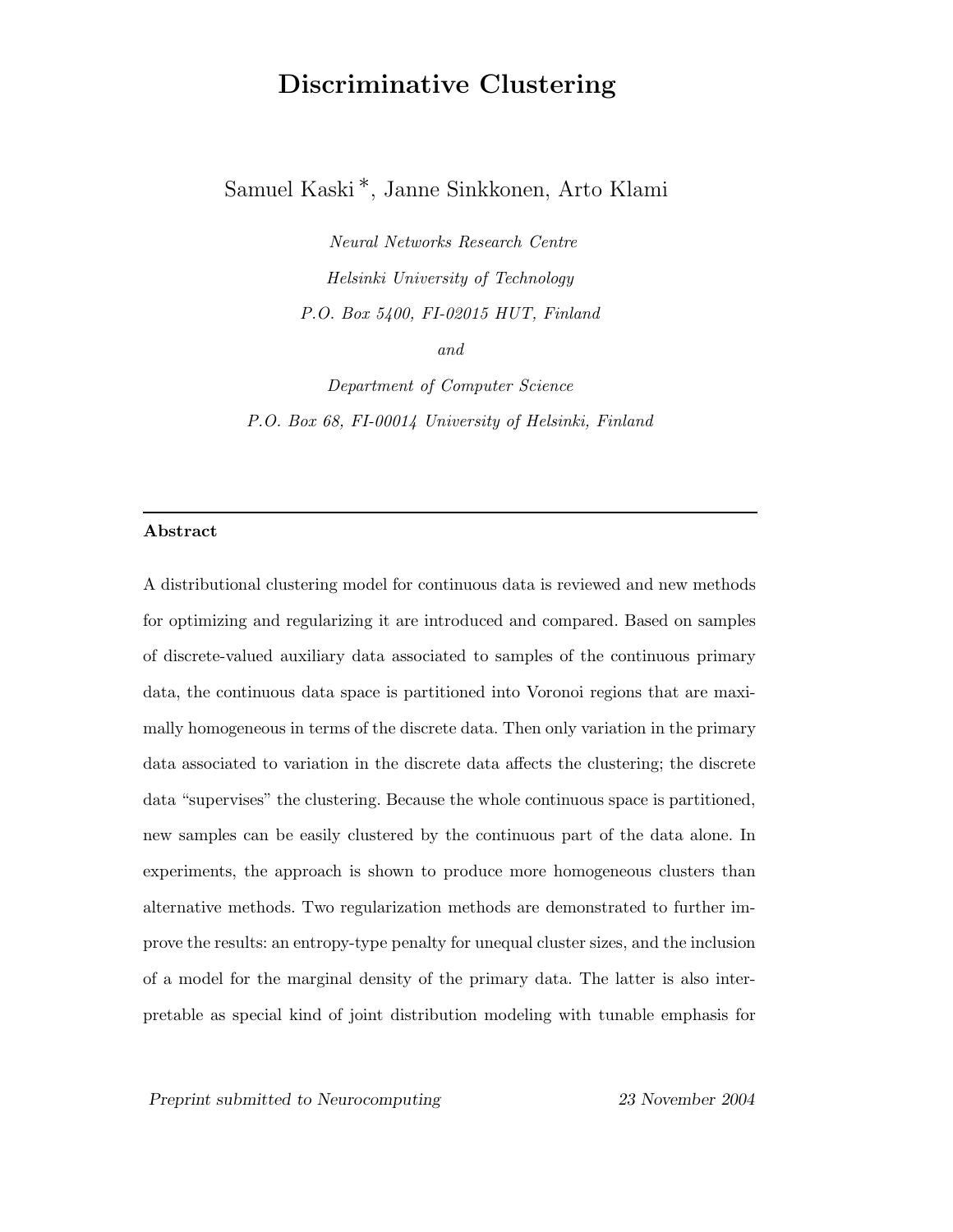# Discriminative Clustering

Samuel Kaski [*], Janne Sinkkonen, Arto Klami

*Neural Networks Research Centre*

*Helsinki University of Technology*

*P.O. Box 5400, FI-02015 HUT, Finland*

*and*

*Department of Computer Science*

*P.O. Box 68, FI-00014 University of Helsinki, Finland*

---

**Abstract**

A distributional clustering model for continuous data is reviewed and new methods for optimizing and regularizing it are introduced and compared. Based on samples of discrete-valued auxiliary data associated to samples of the continuous primary data, the continuous data space is partitioned into Voronoi regions that are maximally homogeneous in terms of the discrete data. Then only variation in the primary data associated to variation in the discrete data affects the clustering; the discrete data "supervises" the clustering. Because the whole continuous space is partitioned, new samples can be easily clustered by the continuous part of the data alone. In experiments, the approach is shown to produce more homogeneous clusters than alternative methods. Two regularization methods are demonstrated to further improve the results: an entropy-type penalty for unequal cluster sizes, and the inclusion of a model for the marginal density of the primary data. The latter is also interpretable as special kind of joint distribution modeling with tunable emphasis for

*Preprint submitted to Neurocomputing* 23 November 2004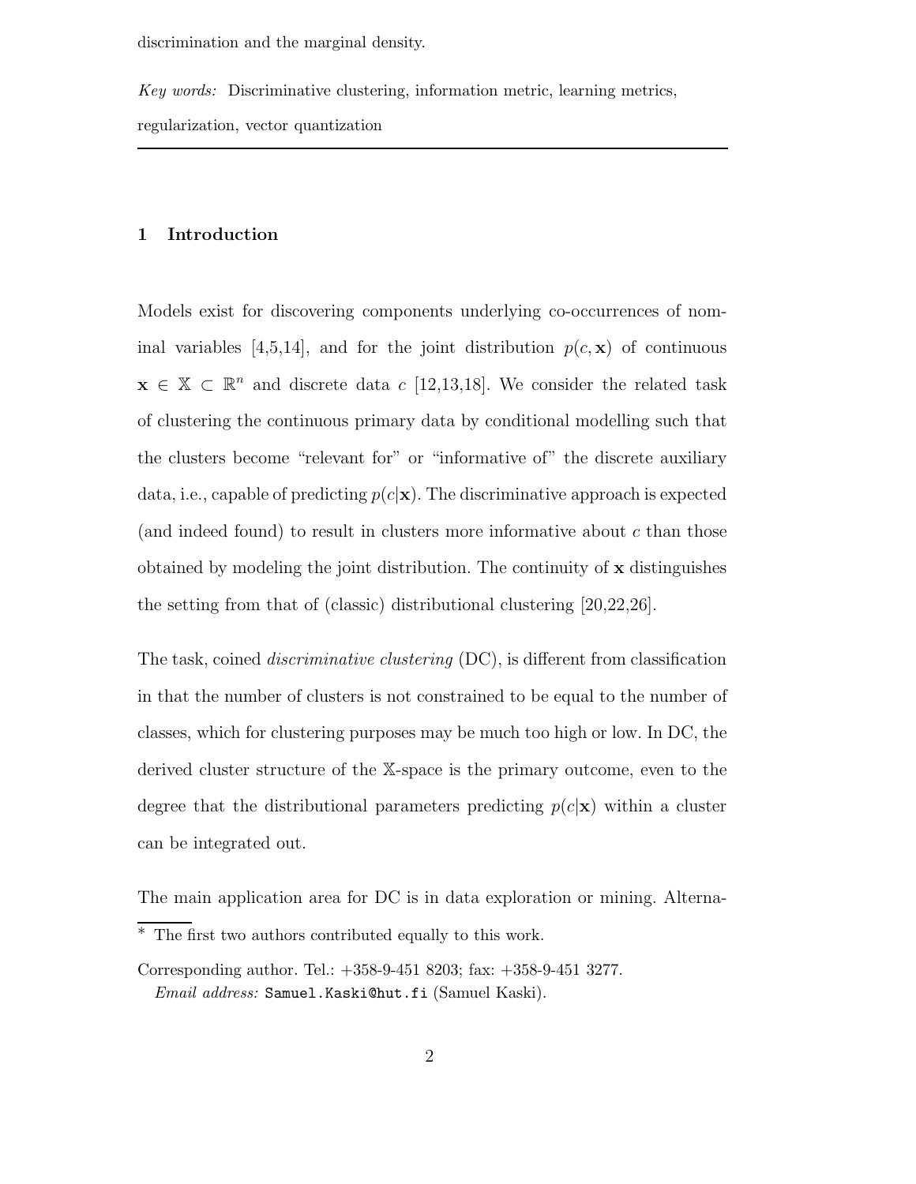discrimination and the marginal density.

*Key words:* Discriminative clustering, information metric, learning metrics, regularization, vector quantization

---

## 1 Introduction

Models exist for discovering components underlying co-occurrences of nominal variables [4,5,14], and for the joint distribution $p(c, \mathbf{x})$ of continuous $\mathbf{x} \in \mathbb{X} \subset \mathbb{R}^n$ and discrete data $c$ [12,13,18]. We consider the related task of clustering the continuous primary data by conditional modelling such that the clusters become "relevant for" or "informative of" the discrete auxiliary data, i.e., capable of predicting $p(c|\mathbf{x})$. The discriminative approach is expected (and indeed found) to result in clusters more informative about $c$ than those obtained by modeling the joint distribution. The continuity of $\mathbf{x}$ distinguishes the setting from that of (classic) distributional clustering [20,22,26].

The task, coined *discriminative clustering* (DC), is different from classification in that the number of clusters is not constrained to be equal to the number of classes, which for clustering purposes may be much too high or low. In DC, the derived cluster structure of the $\mathbb{X}$-space is the primary outcome, even to the degree that the distributional parameters predicting $p(c|\mathbf{x})$ within a cluster can be integrated out.

The main application area for DC is in data exploration or mining. Alterna-

---

[*] The first two authors contributed equally to this work.

Corresponding author. Tel.: +358-9-451 8203; fax: +358-9-451 3277.
*Email address:* `Samuel.Kaski@hut.fi` (Samuel Kaski).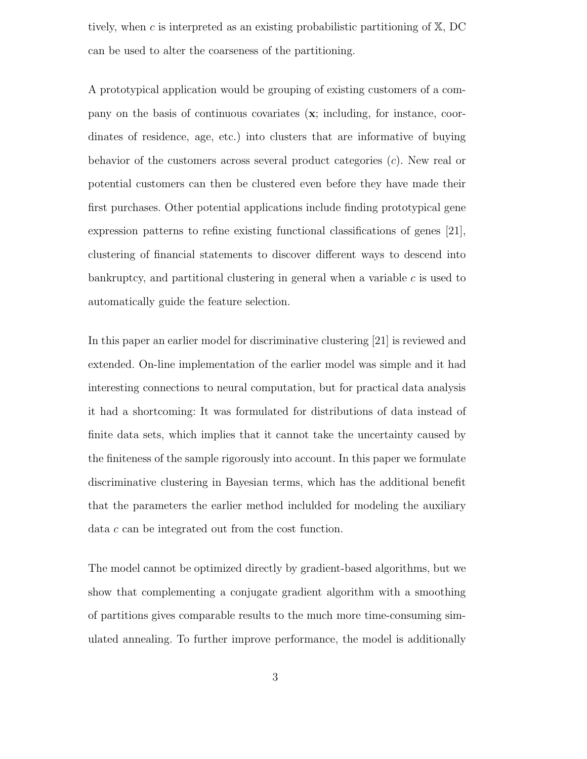tively, when $c$ is interpreted as an existing probabilistic partitioning of $\mathbb{X}$, DC can be used to alter the coarseness of the partitioning.

A prototypical application would be grouping of existing customers of a company on the basis of continuous covariates ($\mathbf{x}$; including, for instance, coordinates of residence, age, etc.) into clusters that are informative of buying behavior of the customers across several product categories ($c$). New real or potential customers can then be clustered even before they have made their first purchases. Other potential applications include finding prototypical gene expression patterns to refine existing functional classifications of genes [21], clustering of financial statements to discover different ways to descend into bankruptcy, and partitional clustering in general when a variable $c$ is used to automatically guide the feature selection.

In this paper an earlier model for discriminative clustering [21] is reviewed and extended. On-line implementation of the earlier model was simple and it had interesting connections to neural computation, but for practical data analysis it had a shortcoming: It was formulated for distributions of data instead of finite data sets, which implies that it cannot take the uncertainty caused by the finiteness of the sample rigorously into account. In this paper we formulate discriminative clustering in Bayesian terms, which has the additional benefit that the parameters the earlier method inclulded for modeling the auxiliary data $c$ can be integrated out from the cost function.

The model cannot be optimized directly by gradient-based algorithms, but we show that complementing a conjugate gradient algorithm with a smoothing of partitions gives comparable results to the much more time-consuming simulated annealing. To further improve performance, the model is additionally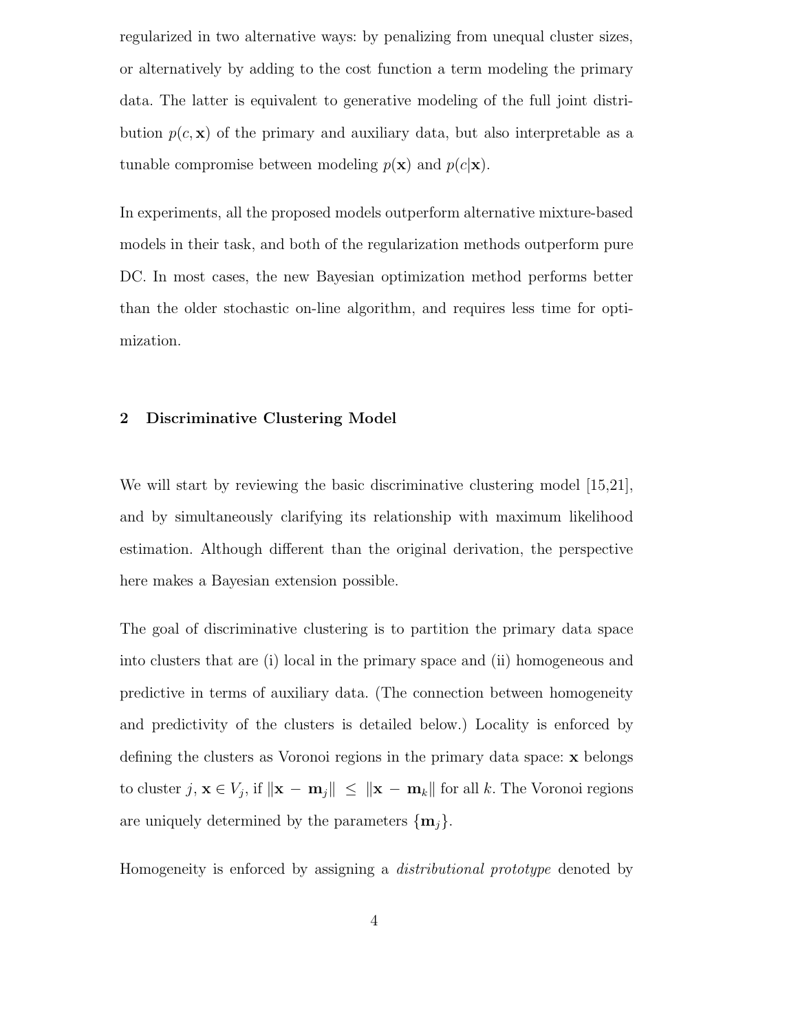regularized in two alternative ways: by penalizing from unequal cluster sizes, or alternatively by adding to the cost function a term modeling the primary data. The latter is equivalent to generative modeling of the full joint distribution $p(c, \mathbf{x})$ of the primary and auxiliary data, but also interpretable as a tunable compromise between modeling $p(\mathbf{x})$ and $p(c|\mathbf{x})$.

In experiments, all the proposed models outperform alternative mixture-based models in their task, and both of the regularization methods outperform pure DC. In most cases, the new Bayesian optimization method performs better than the older stochastic on-line algorithm, and requires less time for optimization.

## 2 Discriminative Clustering Model

We will start by reviewing the basic discriminative clustering model [15,21], and by simultaneously clarifying its relationship with maximum likelihood estimation. Although different than the original derivation, the perspective here makes a Bayesian extension possible.

The goal of discriminative clustering is to partition the primary data space into clusters that are (i) local in the primary space and (ii) homogeneous and predictive in terms of auxiliary data. (The connection between homogeneity and predictivity of the clusters is detailed below.) Locality is enforced by defining the clusters as Voronoi regions in the primary data space: $\mathbf{x}$ belongs to cluster $j$, $\mathbf{x} \in V_j$, if $\|\mathbf{x} - \mathbf{m}_j\| \leq \|\mathbf{x} - \mathbf{m}_k\|$ for all $k$. The Voronoi regions are uniquely determined by the parameters $\{\mathbf{m}_j\}$.

Homogeneity is enforced by assigning a *distributional prototype* denoted by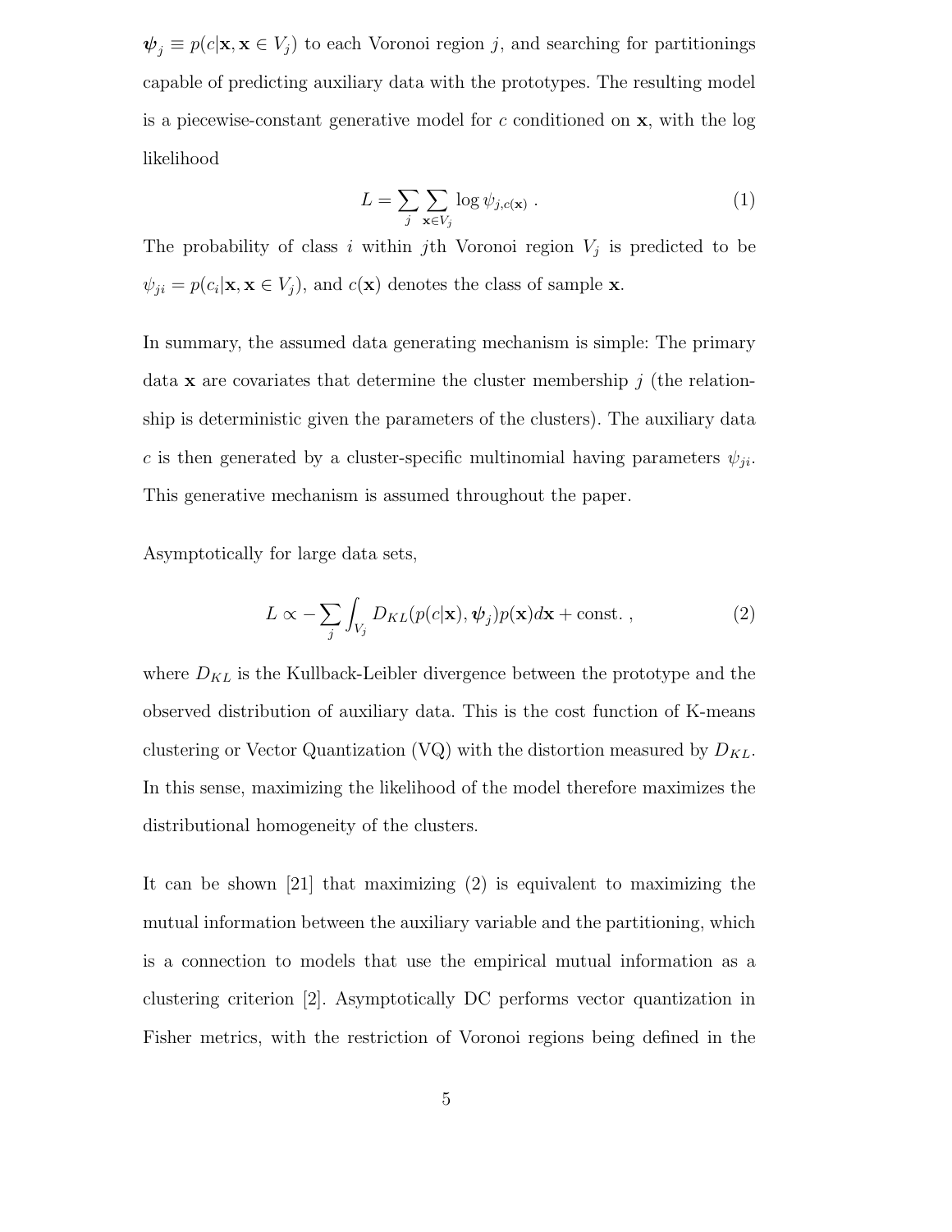$\boldsymbol{\psi}_j \equiv p(c|\mathbf{x}, \mathbf{x} \in V_j)$ to each Voronoi region $j$, and searching for partitionings capable of predicting auxiliary data with the prototypes. The resulting model is a piecewise-constant generative model for $c$ conditioned on $\mathbf{x}$, with the log likelihood

$$L = \sum_j \sum_{\mathbf{x} \in V_j} \log \psi_{j,c(\mathbf{x})} \; . \tag{1}$$

The probability of class $i$ within $j$th Voronoi region $V_j$ is predicted to be $\psi_{ji} = p(c_i|\mathbf{x}, \mathbf{x} \in V_j)$, and $c(\mathbf{x})$ denotes the class of sample $\mathbf{x}$.

In summary, the assumed data generating mechanism is simple: The primary data $\mathbf{x}$ are covariates that determine the cluster membership $j$ (the relationship is deterministic given the parameters of the clusters). The auxiliary data $c$ is then generated by a cluster-specific multinomial having parameters $\psi_{ji}$. This generative mechanism is assumed throughout the paper.

Asymptotically for large data sets,

$$L \propto -\sum_j \int_{V_j} D_{KL}(p(c|\mathbf{x}), \boldsymbol{\psi}_j) p(\mathbf{x}) d\mathbf{x} + \text{const.} \; , \tag{2}$$

where $D_{KL}$ is the Kullback-Leibler divergence between the prototype and the observed distribution of auxiliary data. This is the cost function of K-means clustering or Vector Quantization (VQ) with the distortion measured by $D_{KL}$. In this sense, maximizing the likelihood of the model therefore maximizes the distributional homogeneity of the clusters.

It can be shown [21] that maximizing (2) is equivalent to maximizing the mutual information between the auxiliary variable and the partitioning, which is a connection to models that use the empirical mutual information as a clustering criterion [2]. Asymptotically DC performs vector quantization in Fisher metrics, with the restriction of Voronoi regions being defined in the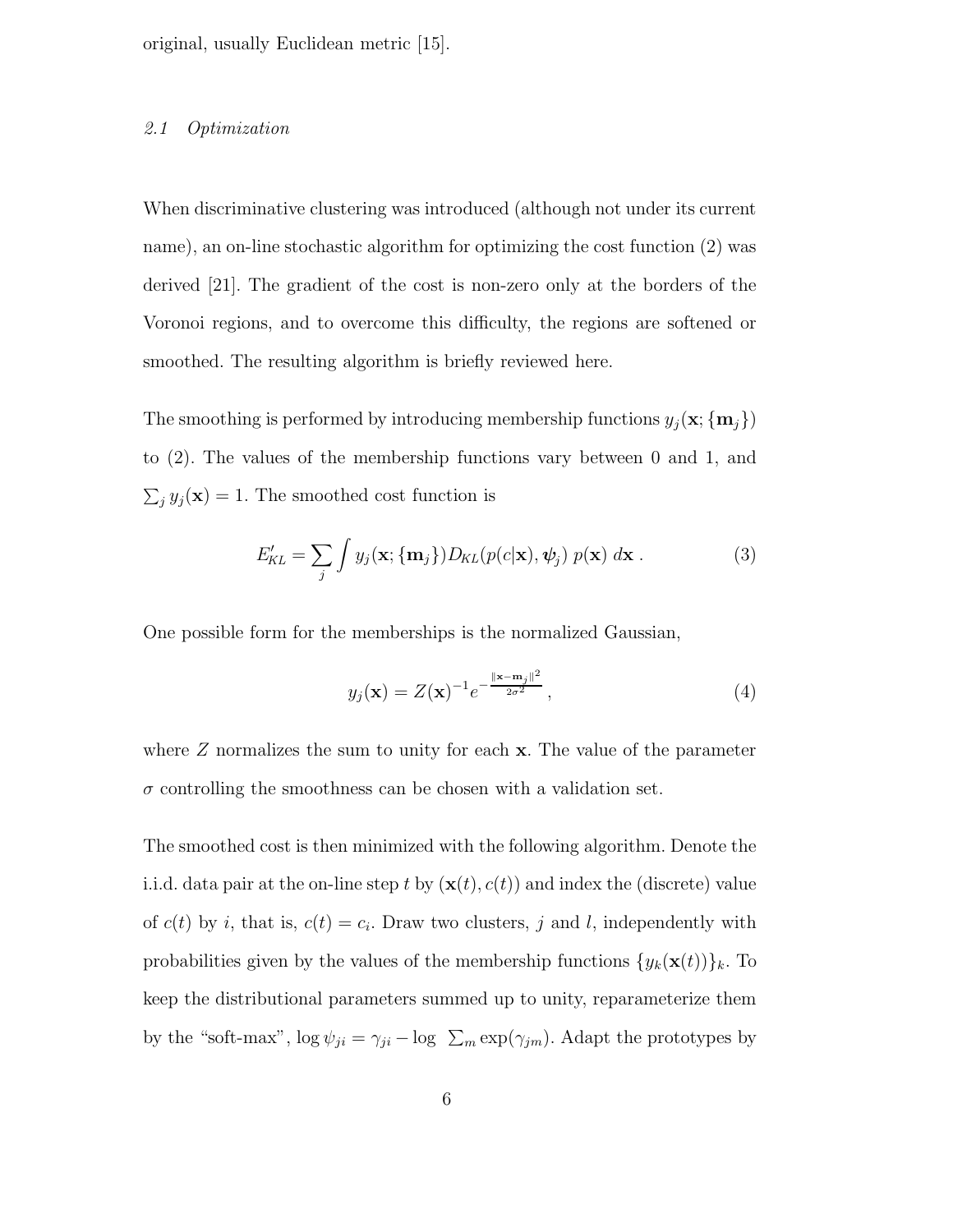original, usually Euclidean metric [15].

### *2.1 Optimization*

When discriminative clustering was introduced (although not under its current name), an on-line stochastic algorithm for optimizing the cost function (2) was derived [21]. The gradient of the cost is non-zero only at the borders of the Voronoi regions, and to overcome this difficulty, the regions are softened or smoothed. The resulting algorithm is briefly reviewed here.

The smoothing is performed by introducing membership functions $y_j(\mathbf{x}; \{\mathbf{m}_j\})$ to (2). The values of the membership functions vary between 0 and 1, and $\sum_j y_j(\mathbf{x}) = 1$. The smoothed cost function is

$$E'_{KL} = \sum_j \int y_j(\mathbf{x}; \{\mathbf{m}_j\}) D_{KL}(p(c|\mathbf{x}), \boldsymbol{\psi}_j) \; p(\mathbf{x}) \; d\mathbf{x} \; . \tag{3}$$

One possible form for the memberships is the normalized Gaussian,

$$y_j(\mathbf{x}) = Z(\mathbf{x})^{-1} e^{-\frac{\|\mathbf{x}-\mathbf{m}_j\|^2}{2\sigma^2}} \; , \tag{4}$$

where $Z$ normalizes the sum to unity for each $\mathbf{x}$. The value of the parameter $\sigma$ controlling the smoothness can be chosen with a validation set.

The smoothed cost is then minimized with the following algorithm. Denote the i.i.d. data pair at the on-line step $t$ by $(\mathbf{x}(t), c(t))$ and index the (discrete) value of $c(t)$ by $i$, that is, $c(t) = c_i$. Draw two clusters, $j$ and $l$, independently with probabilities given by the values of the membership functions $\{y_k(\mathbf{x}(t))\}_k$. To keep the distributional parameters summed up to unity, reparameterize them by the "soft-max", $\log \psi_{ji} = \gamma_{ji} - \log \; \sum_m \exp(\gamma_{jm})$. Adapt the prototypes by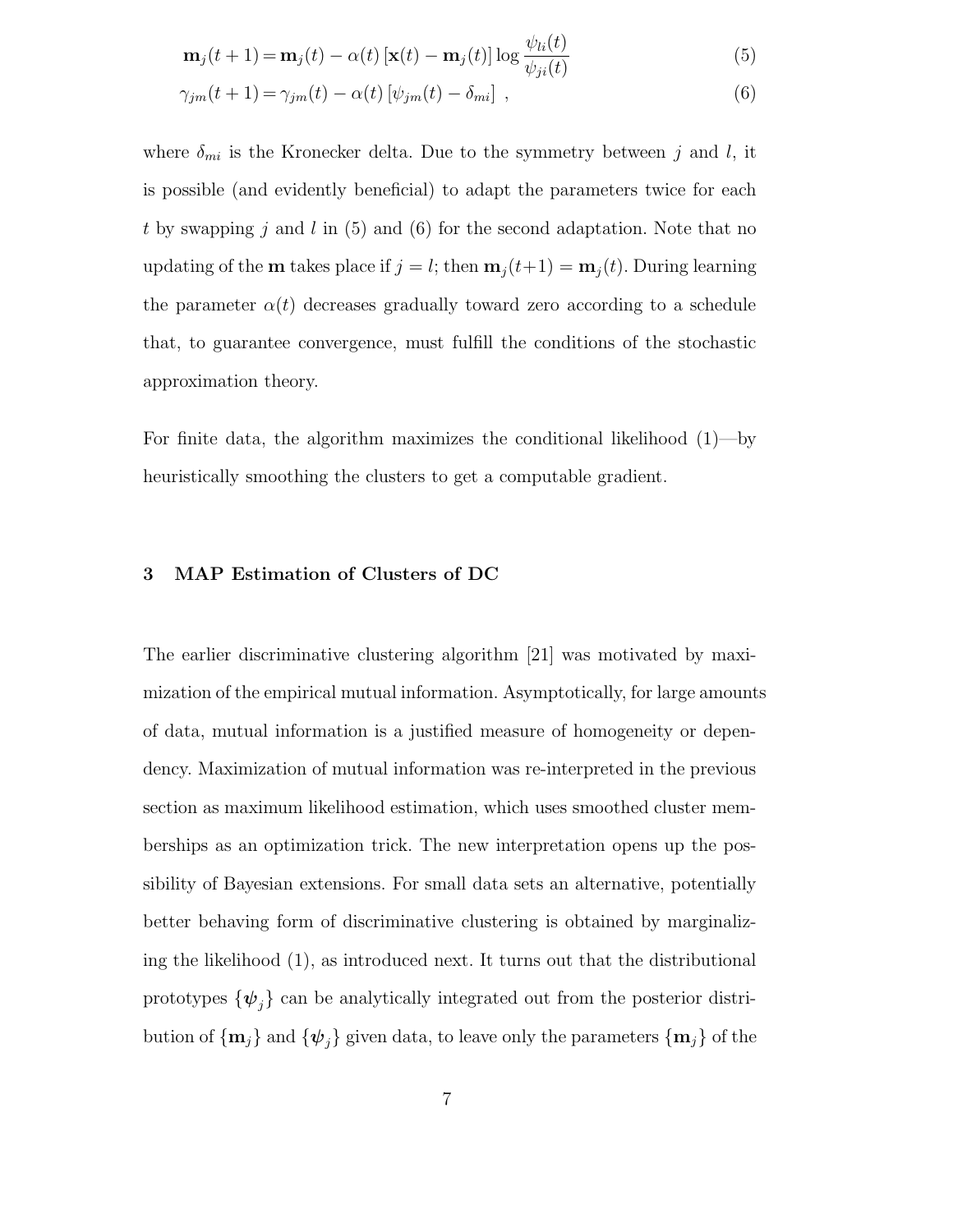$$\mathbf{m}_j(t+1) = \mathbf{m}_j(t) - \alpha(t)\left[\mathbf{x}(t) - \mathbf{m}_j(t)\right]\log\frac{\psi_{li}(t)}{\psi_{ji}(t)} \tag{5}$$

$$\gamma_{jm}(t+1) = \gamma_{jm}(t) - \alpha(t)\left[\psi_{jm}(t) - \delta_{mi}\right] \ , \tag{6}$$

where $\delta_{mi}$ is the Kronecker delta. Due to the symmetry between $j$ and $l$, it is possible (and evidently beneficial) to adapt the parameters twice for each $t$ by swapping $j$ and $l$ in (5) and (6) for the second adaptation. Note that no updating of the $\mathbf{m}$ takes place if $j = l$; then $\mathbf{m}_j(t+1) = \mathbf{m}_j(t)$. During learning the parameter $\alpha(t)$ decreases gradually toward zero according to a schedule that, to guarantee convergence, must fulfill the conditions of the stochastic approximation theory.

For finite data, the algorithm maximizes the conditional likelihood (1)—by heuristically smoothing the clusters to get a computable gradient.

## 3 MAP Estimation of Clusters of DC

The earlier discriminative clustering algorithm [21] was motivated by maximization of the empirical mutual information. Asymptotically, for large amounts of data, mutual information is a justified measure of homogeneity or dependency. Maximization of mutual information was re-interpreted in the previous section as maximum likelihood estimation, which uses smoothed cluster memberships as an optimization trick. The new interpretation opens up the possibility of Bayesian extensions. For small data sets an alternative, potentially better behaving form of discriminative clustering is obtained by marginalizing the likelihood (1), as introduced next. It turns out that the distributional prototypes $\{\boldsymbol{\psi}_j\}$ can be analytically integrated out from the posterior distribution of $\{\mathbf{m}_j\}$ and $\{\boldsymbol{\psi}_j\}$ given data, to leave only the parameters $\{\mathbf{m}_j\}$ of the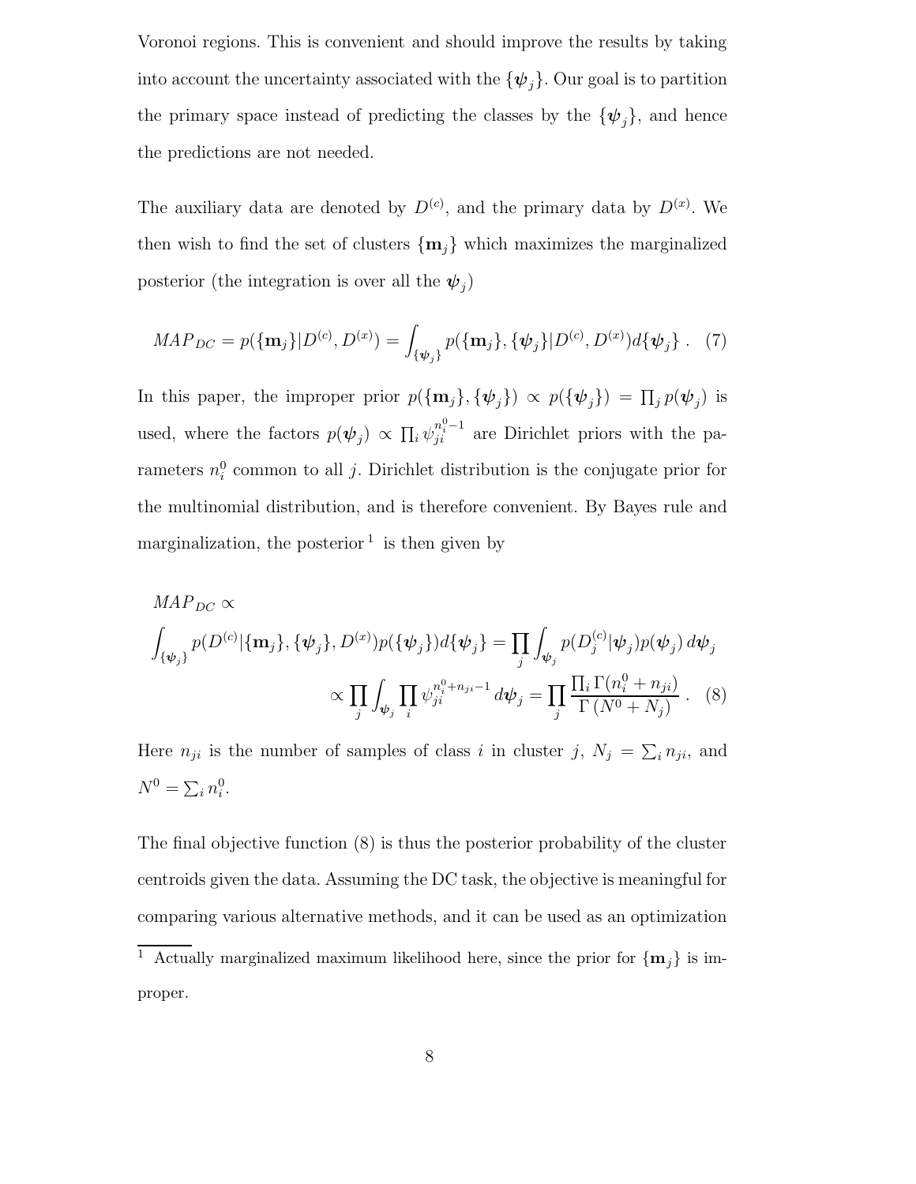Voronoi regions. This is convenient and should improve the results by taking into account the uncertainty associated with the $\{\boldsymbol{\psi}_j\}$. Our goal is to partition the primary space instead of predicting the classes by the $\{\boldsymbol{\psi}_j\}$, and hence the predictions are not needed.

The auxiliary data are denoted by $D^{(c)}$, and the primary data by $D^{(x)}$. We then wish to find the set of clusters $\{\mathbf{m}_j\}$ which maximizes the marginalized posterior (the integration is over all the $\boldsymbol{\psi}_j$)

$$MAP_{DC} = p(\{\mathbf{m}_j\}|D^{(c)}, D^{(x)}) = \int_{\{\boldsymbol{\psi}_j\}} p(\{\mathbf{m}_j\}, \{\boldsymbol{\psi}_j\}|D^{(c)}, D^{(x)}) d\{\boldsymbol{\psi}_j\} \; . \quad (7)$$

In this paper, the improper prior $p(\{\mathbf{m}_j\}, \{\boldsymbol{\psi}_j\}) \propto p(\{\boldsymbol{\psi}_j\}) = \prod_j p(\boldsymbol{\psi}_j)$ is used, where the factors $p(\boldsymbol{\psi}_j) \propto \prod_i \psi_{ji}^{n_i^0 - 1}$ are Dirichlet priors with the parameters $n_i^0$ common to all $j$. Dirichlet distribution is the conjugate prior for the multinomial distribution, and is therefore convenient. By Bayes rule and marginalization, the posterior [1] is then given by

$$\begin{aligned}
&MAP_{DC} \propto \\
&\int_{\{\boldsymbol{\psi}_j\}} p(D^{(c)}|\{\mathbf{m}_j\}, \{\boldsymbol{\psi}_j\}, D^{(x)}) p(\{\boldsymbol{\psi}_j\}) d\{\boldsymbol{\psi}_j\} = \prod_j \int_{\boldsymbol{\psi}_j} p(D_j^{(c)}|\boldsymbol{\psi}_j) p(\boldsymbol{\psi}_j) \, d\boldsymbol{\psi}_j \\
&\qquad\qquad \propto \prod_j \int_{\boldsymbol{\psi}_j} \prod_i \psi_{ji}^{n_i^0 + n_{ji} - 1} \, d\boldsymbol{\psi}_j = \prod_j \frac{\prod_i \Gamma(n_i^0 + n_{ji})}{\Gamma\left(N^0 + N_j\right)} \; . \quad (8)
\end{aligned}$$

Here $n_{ji}$ is the number of samples of class $i$ in cluster $j$, $N_j = \sum_i n_{ji}$, and $N^0 = \sum_i n_i^0$.

The final objective function (8) is thus the posterior probability of the cluster centroids given the data. Assuming the DC task, the objective is meaningful for comparing various alternative methods, and it can be used as an optimization

[1] Actually marginalized maximum likelihood here, since the prior for $\{\mathbf{m}_j\}$ is improper.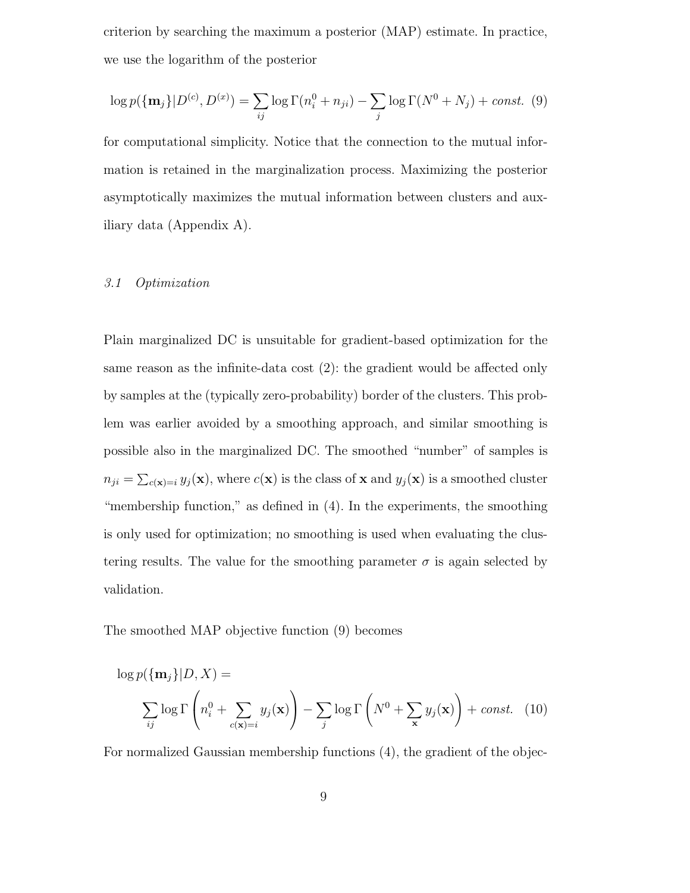criterion by searching the maximum a posterior (MAP) estimate. In practice, we use the logarithm of the posterior

$$\log p(\{\mathbf{m}_j\}|D^{(c)}, D^{(x)}) = \sum_{ij} \log \Gamma(n_i^0 + n_{ji}) - \sum_j \log \Gamma(N^0 + N_j) + const. \quad (9)$$

for computational simplicity. Notice that the connection to the mutual information is retained in the marginalization process. Maximizing the posterior asymptotically maximizes the mutual information between clusters and auxiliary data (Appendix A).

### *3.1 Optimization*

Plain marginalized DC is unsuitable for gradient-based optimization for the same reason as the infinite-data cost (2): the gradient would be affected only by samples at the (typically zero-probability) border of the clusters. This problem was earlier avoided by a smoothing approach, and similar smoothing is possible also in the marginalized DC. The smoothed "number" of samples is $n_{ji} = \sum_{c(\mathbf{x})=i} y_j(\mathbf{x})$, where $c(\mathbf{x})$ is the class of $\mathbf{x}$ and $y_j(\mathbf{x})$ is a smoothed cluster "membership function," as defined in (4). In the experiments, the smoothing is only used for optimization; no smoothing is used when evaluating the clustering results. The value for the smoothing parameter $\sigma$ is again selected by validation.

The smoothed MAP objective function (9) becomes

$$\log p(\{\mathbf{m}_j\}|D, X) = \sum_{ij} \log \Gamma\left(n_i^0 + \sum_{c(\mathbf{x})=i} y_j(\mathbf{x})\right) - \sum_j \log \Gamma\left(N^0 + \sum_{\mathbf{x}} y_j(\mathbf{x})\right) + const. \quad (10)$$

For normalized Gaussian membership functions (4), the gradient of the objec-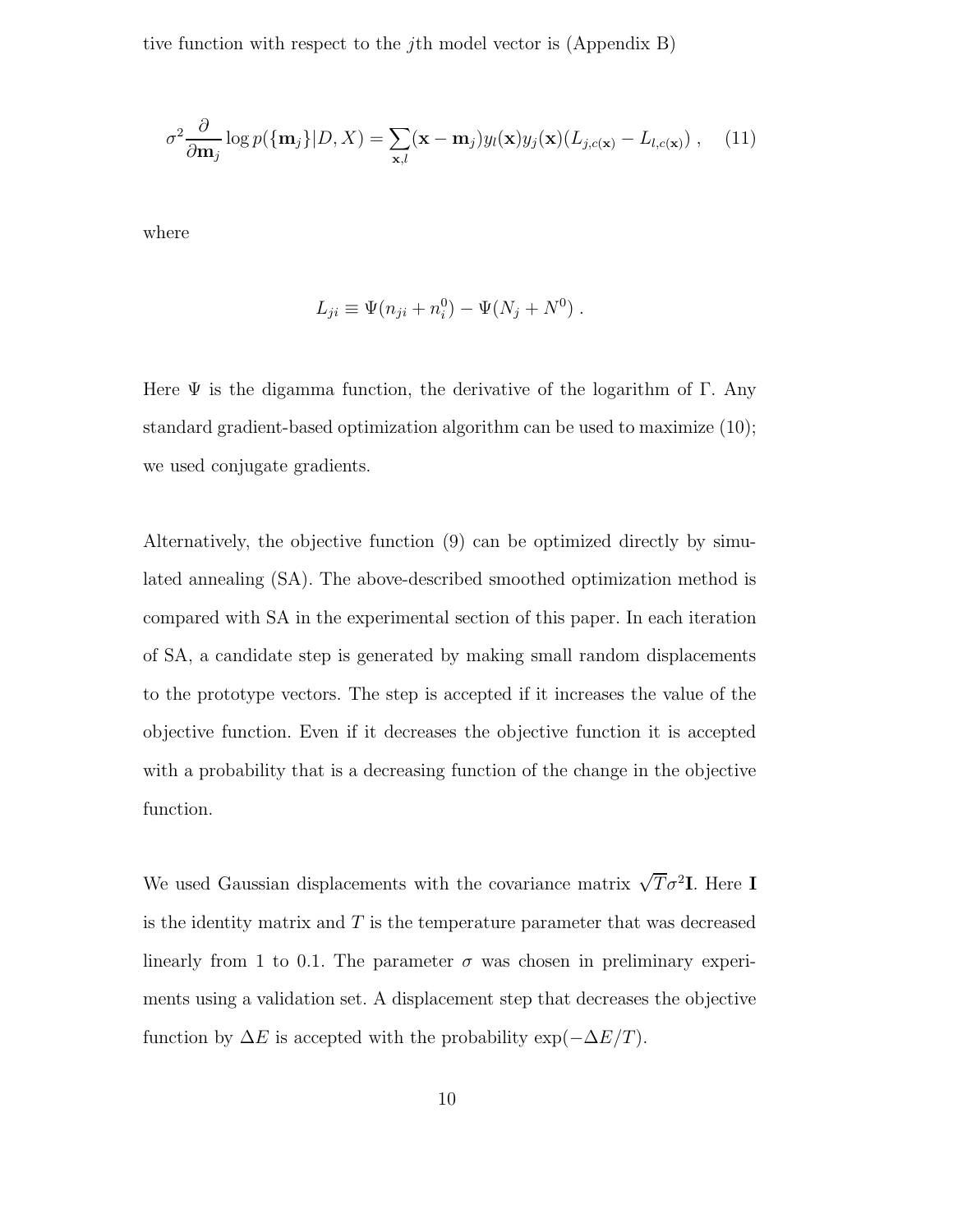tive function with respect to the $j$th model vector is (Appendix B)

$$\sigma^2 \frac{\partial}{\partial \mathbf{m}_j} \log p(\{\mathbf{m}_j\}|D, X) = \sum_{\mathbf{x},l} (\mathbf{x} - \mathbf{m}_j) y_l(\mathbf{x}) y_j(\mathbf{x}) (L_{j,c(\mathbf{x})} - L_{l,c(\mathbf{x})}) \; , \quad (11)$$

where

$$L_{ji} \equiv \Psi(n_{ji} + n_i^0) - \Psi(N_j + N^0) \; .$$

Here $\Psi$ is the digamma function, the derivative of the logarithm of $\Gamma$. Any standard gradient-based optimization algorithm can be used to maximize (10); we used conjugate gradients.

Alternatively, the objective function (9) can be optimized directly by simulated annealing (SA). The above-described smoothed optimization method is compared with SA in the experimental section of this paper. In each iteration of SA, a candidate step is generated by making small random displacements to the prototype vectors. The step is accepted if it increases the value of the objective function. Even if it decreases the objective function it is accepted with a probability that is a decreasing function of the change in the objective function.

We used Gaussian displacements with the covariance matrix $\sqrt{T}\sigma^2\mathbf{I}$. Here $\mathbf{I}$ is the identity matrix and $T$ is the temperature parameter that was decreased linearly from 1 to 0.1. The parameter $\sigma$ was chosen in preliminary experiments using a validation set. A displacement step that decreases the objective function by $\Delta E$ is accepted with the probability $\exp(-\Delta E/T)$.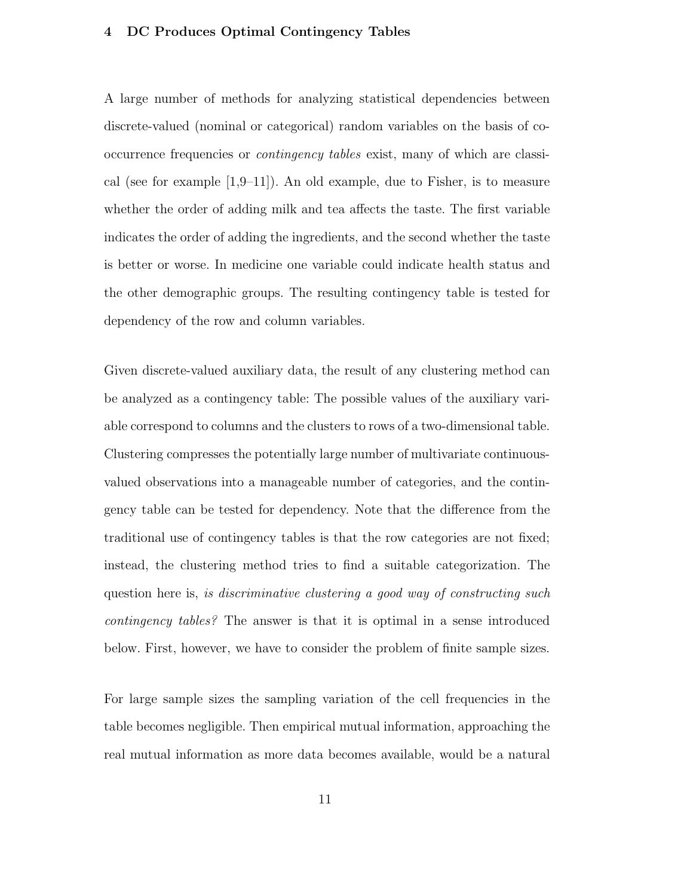## 4 DC Produces Optimal Contingency Tables

A large number of methods for analyzing statistical dependencies between discrete-valued (nominal or categorical) random variables on the basis of co-occurrence frequencies or *contingency tables* exist, many of which are classical (see for example [1,9–11]). An old example, due to Fisher, is to measure whether the order of adding milk and tea affects the taste. The first variable indicates the order of adding the ingredients, and the second whether the taste is better or worse. In medicine one variable could indicate health status and the other demographic groups. The resulting contingency table is tested for dependency of the row and column variables.

Given discrete-valued auxiliary data, the result of any clustering method can be analyzed as a contingency table: The possible values of the auxiliary variable correspond to columns and the clusters to rows of a two-dimensional table. Clustering compresses the potentially large number of multivariate continuous-valued observations into a manageable number of categories, and the contingency table can be tested for dependency. Note that the difference from the traditional use of contingency tables is that the row categories are not fixed; instead, the clustering method tries to find a suitable categorization. The question here is, *is discriminative clustering a good way of constructing such contingency tables?* The answer is that it is optimal in a sense introduced below. First, however, we have to consider the problem of finite sample sizes.

For large sample sizes the sampling variation of the cell frequencies in the table becomes negligible. Then empirical mutual information, approaching the real mutual information as more data becomes available, would be a natural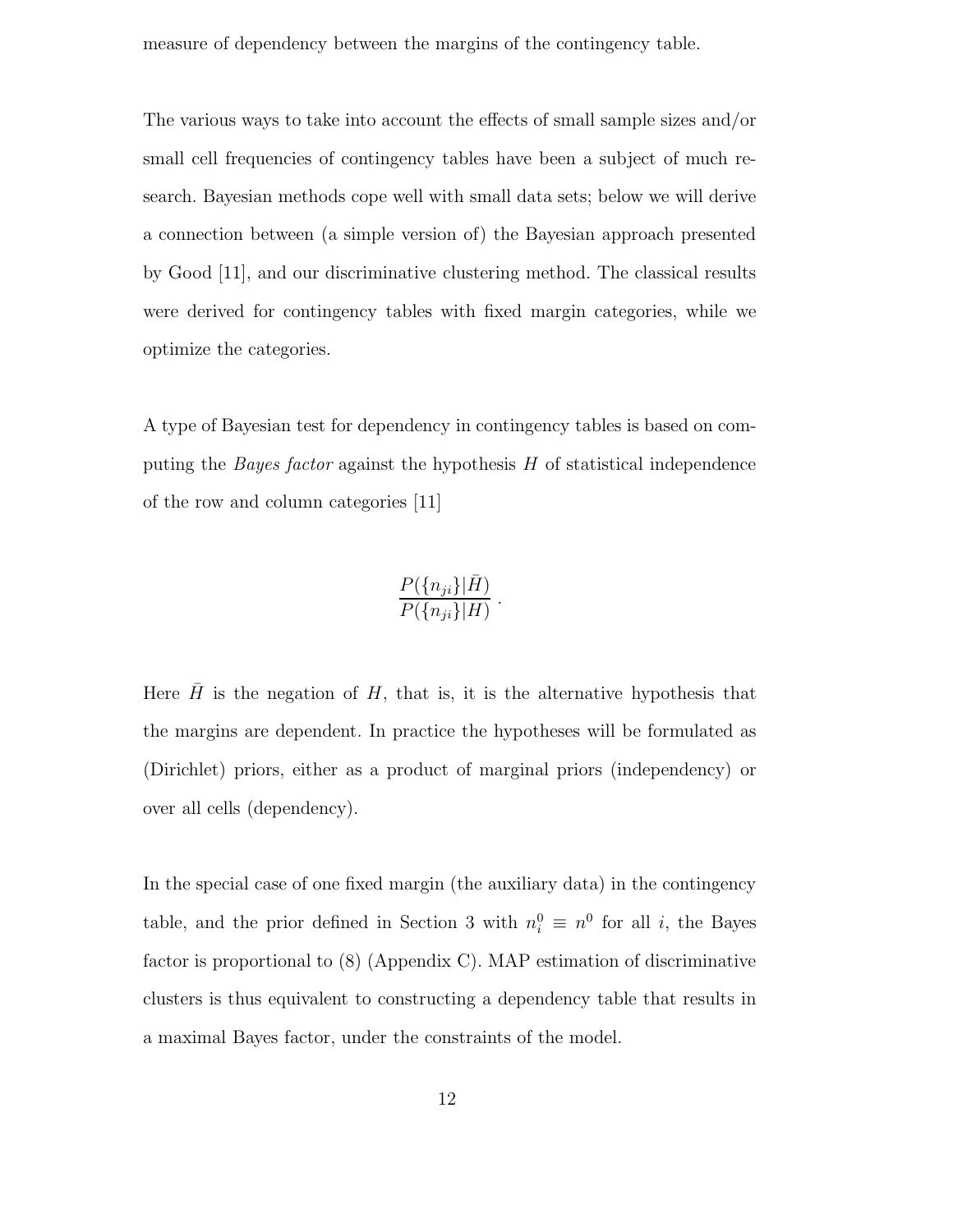measure of dependency between the margins of the contingency table.

The various ways to take into account the effects of small sample sizes and/or small cell frequencies of contingency tables have been a subject of much research. Bayesian methods cope well with small data sets; below we will derive a connection between (a simple version of) the Bayesian approach presented by Good [11], and our discriminative clustering method. The classical results were derived for contingency tables with fixed margin categories, while we optimize the categories.

A type of Bayesian test for dependency in contingency tables is based on computing the *Bayes factor* against the hypothesis $H$ of statistical independence of the row and column categories [11]

$$\frac{P(\{n_{ji}\}|\bar{H})}{P(\{n_{ji}\}|H)} .$$

Here $\bar{H}$ is the negation of $H$, that is, it is the alternative hypothesis that the margins are dependent. In practice the hypotheses will be formulated as (Dirichlet) priors, either as a product of marginal priors (independency) or over all cells (dependency).

In the special case of one fixed margin (the auxiliary data) in the contingency table, and the prior defined in Section 3 with $n_i^0 \equiv n^0$ for all $i$, the Bayes factor is proportional to (8) (Appendix C). MAP estimation of discriminative clusters is thus equivalent to constructing a dependency table that results in a maximal Bayes factor, under the constraints of the model.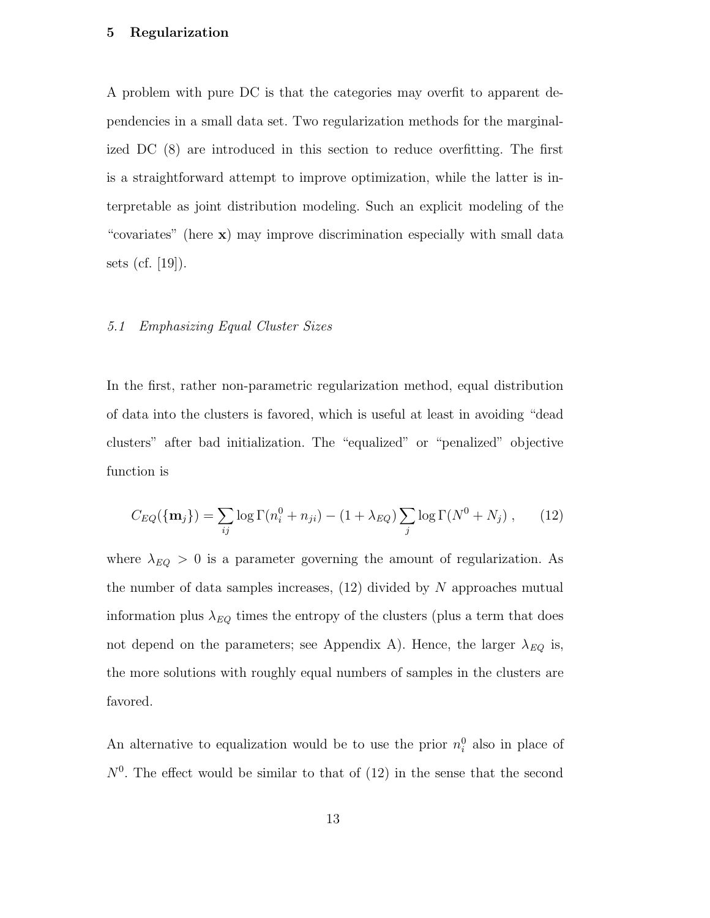## 5 Regularization

A problem with pure DC is that the categories may overfit to apparent dependencies in a small data set. Two regularization methods for the marginalized DC (8) are introduced in this section to reduce overfitting. The first is a straightforward attempt to improve optimization, while the latter is interpretable as joint distribution modeling. Such an explicit modeling of the "covariates" (here $\mathbf{x}$) may improve discrimination especially with small data sets (cf. [19]).

### *5.1 Emphasizing Equal Cluster Sizes*

In the first, rather non-parametric regularization method, equal distribution of data into the clusters is favored, which is useful at least in avoiding "dead clusters" after bad initialization. The "equalized" or "penalized" objective function is

$$C_{EQ}(\{\mathbf{m}_j\}) = \sum_{ij} \log \Gamma(n_i^0 + n_{ji}) - (1 + \lambda_{EQ}) \sum_j \log \Gamma(N^0 + N_j) \; , \qquad (12)$$

where $\lambda_{EQ} > 0$ is a parameter governing the amount of regularization. As the number of data samples increases, (12) divided by $N$ approaches mutual information plus $\lambda_{EQ}$ times the entropy of the clusters (plus a term that does not depend on the parameters; see Appendix A). Hence, the larger $\lambda_{EQ}$ is, the more solutions with roughly equal numbers of samples in the clusters are favored.

An alternative to equalization would be to use the prior $n_i^0$ also in place of $N^0$. The effect would be similar to that of (12) in the sense that the second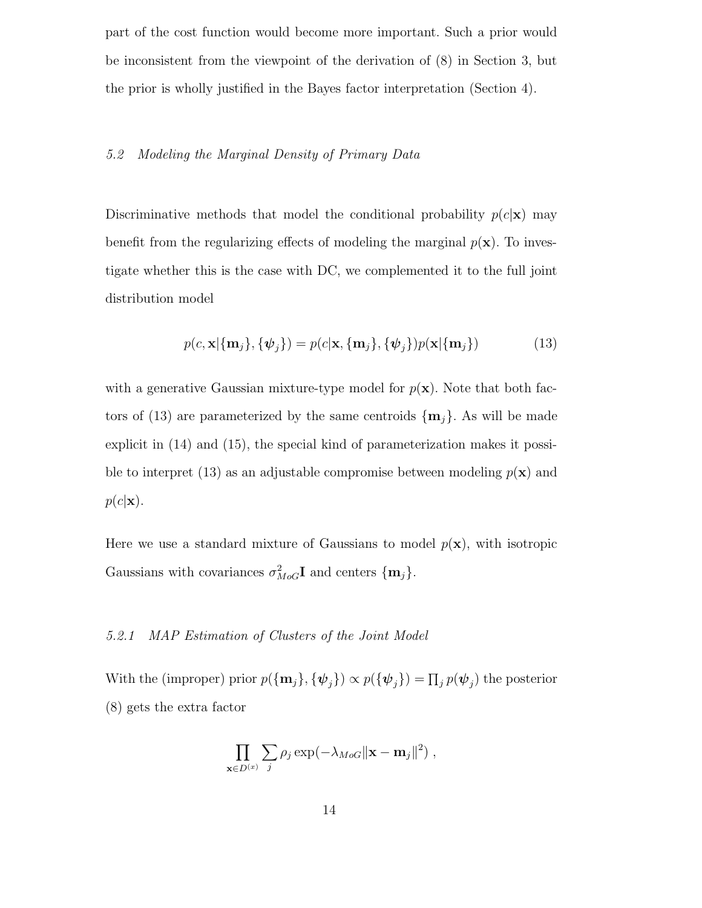part of the cost function would become more important. Such a prior would be inconsistent from the viewpoint of the derivation of (8) in Section 3, but the prior is wholly justified in the Bayes factor interpretation (Section 4).

### *5.2 Modeling the Marginal Density of Primary Data*

Discriminative methods that model the conditional probability $p(c|\mathbf{x})$ may benefit from the regularizing effects of modeling the marginal $p(\mathbf{x})$. To investigate whether this is the case with DC, we complemented it to the full joint distribution model

$$p(c, \mathbf{x}|\{\mathbf{m}_j\}, \{\boldsymbol{\psi}_j\}) = p(c|\mathbf{x}, \{\mathbf{m}_j\}, \{\boldsymbol{\psi}_j\})p(\mathbf{x}|\{\mathbf{m}_j\}) \tag{13}$$

with a generative Gaussian mixture-type model for $p(\mathbf{x})$. Note that both factors of (13) are parameterized by the same centroids $\{\mathbf{m}_j\}$. As will be made explicit in (14) and (15), the special kind of parameterization makes it possible to interpret (13) as an adjustable compromise between modeling $p(\mathbf{x})$ and $p(c|\mathbf{x})$.

Here we use a standard mixture of Gaussians to model $p(\mathbf{x})$, with isotropic Gaussians with covariances $\sigma^2_{MoG}\mathbf{I}$ and centers $\{\mathbf{m}_j\}$.

#### *5.2.1 MAP Estimation of Clusters of the Joint Model*

With the (improper) prior $p(\{\mathbf{m}_j\}, \{\boldsymbol{\psi}_j\}) \propto p(\{\boldsymbol{\psi}_j\}) = \prod_j p(\boldsymbol{\psi}_j)$ the posterior (8) gets the extra factor

$$\prod_{\mathbf{x} \in D^{(x)}} \sum_j \rho_j \exp(-\lambda_{MoG}\|\mathbf{x} - \mathbf{m}_j\|^2) \, ,$$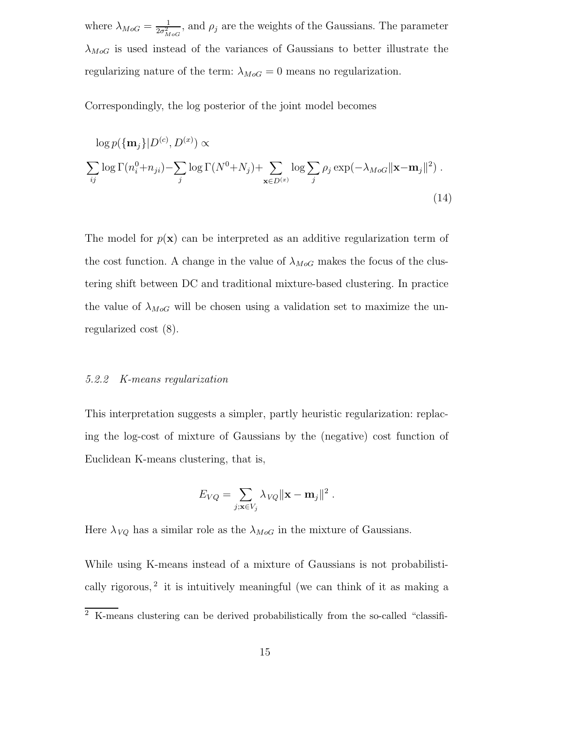where $\lambda_{MoG} = \frac{1}{2\sigma^2_{MoG}}$, and $\rho_j$ are the weights of the Gaussians. The parameter $\lambda_{MoG}$ is used instead of the variances of Gaussians to better illustrate the regularizing nature of the term: $\lambda_{MoG} = 0$ means no regularization.

Correspondingly, the log posterior of the joint model becomes

$$
\log p(\{\mathbf{m}_j\}|D^{(c)}, D^{(x)}) \propto
$$
$$
\sum_{ij} \log \Gamma(n_i^0 + n_{ji}) - \sum_j \log \Gamma(N^0 + N_j) + \sum_{\mathbf{x} \in D^{(x)}} \log \sum_j \rho_j \exp(-\lambda_{MoG} \|\mathbf{x} - \mathbf{m}_j\|^2) \ . \tag{14}
$$

The model for $p(\mathbf{x})$ can be interpreted as an additive regularization term of the cost function. A change in the value of $\lambda_{MoG}$ makes the focus of the clustering shift between DC and traditional mixture-based clustering. In practice the value of $\lambda_{MoG}$ will be chosen using a validation set to maximize the unregularized cost (8).

### 5.2.2 *K-means regularization*

This interpretation suggests a simpler, partly heuristic regularization: replacing the log-cost of mixture of Gaussians by the (negative) cost function of Euclidean K-means clustering, that is,

$$
E_{VQ} = \sum_{j; \mathbf{x} \in V_j} \lambda_{VQ} \|\mathbf{x} - \mathbf{m}_j\|^2 \ .
$$

Here $\lambda_{VQ}$ has a similar role as the $\lambda_{MoG}$ in the mixture of Gaussians.

While using K-means instead of a mixture of Gaussians is not probabilistically rigorous, [2] it is intuitively meaningful (we can think of it as making a

[2] K-means clustering can be derived probabilistically from the so-called "classifi-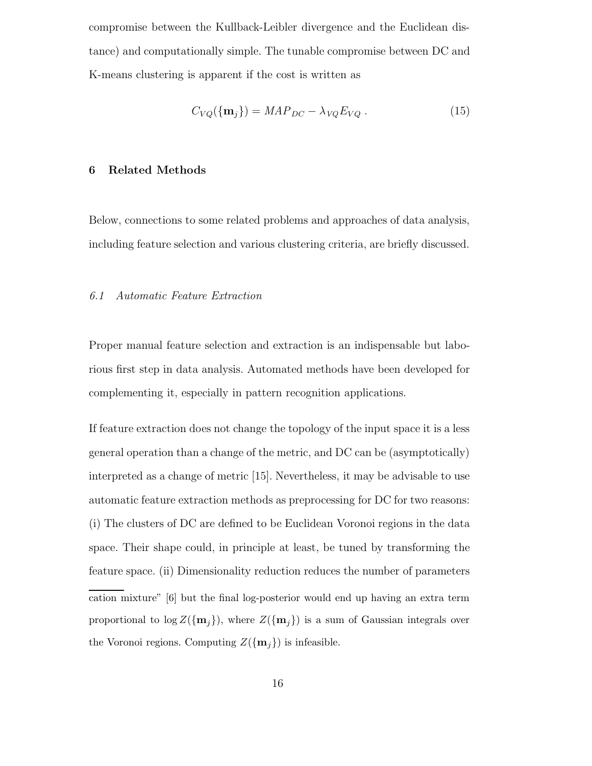compromise between the Kullback-Leibler divergence and the Euclidean distance) and computationally simple. The tunable compromise between DC and K-means clustering is apparent if the cost is written as

$$C_{VQ}(\{\mathbf{m}_j\}) = MAP_{DC} - \lambda_{VQ} E_{VQ} \ . \tag{15}$$

## 6 Related Methods

Below, connections to some related problems and approaches of data analysis, including feature selection and various clustering criteria, are briefly discussed.

### *6.1 Automatic Feature Extraction*

Proper manual feature selection and extraction is an indispensable but laborious first step in data analysis. Automated methods have been developed for complementing it, especially in pattern recognition applications.

If feature extraction does not change the topology of the input space it is a less general operation than a change of the metric, and DC can be (asymptotically) interpreted as a change of metric [15]. Nevertheless, it may be advisable to use automatic feature extraction methods as preprocessing for DC for two reasons: (i) The clusters of DC are defined to be Euclidean Voronoi regions in the data space. Their shape could, in principle at least, be tuned by transforming the feature space. (ii) Dimensionality reduction reduces the number of parameters

cation mixture" [6] but the final log-posterior would end up having an extra term proportional to $\log Z(\{\mathbf{m}_j\})$, where $Z(\{\mathbf{m}_j\})$ is a sum of Gaussian integrals over the Voronoi regions. Computing $Z(\{\mathbf{m}_j\})$ is infeasible.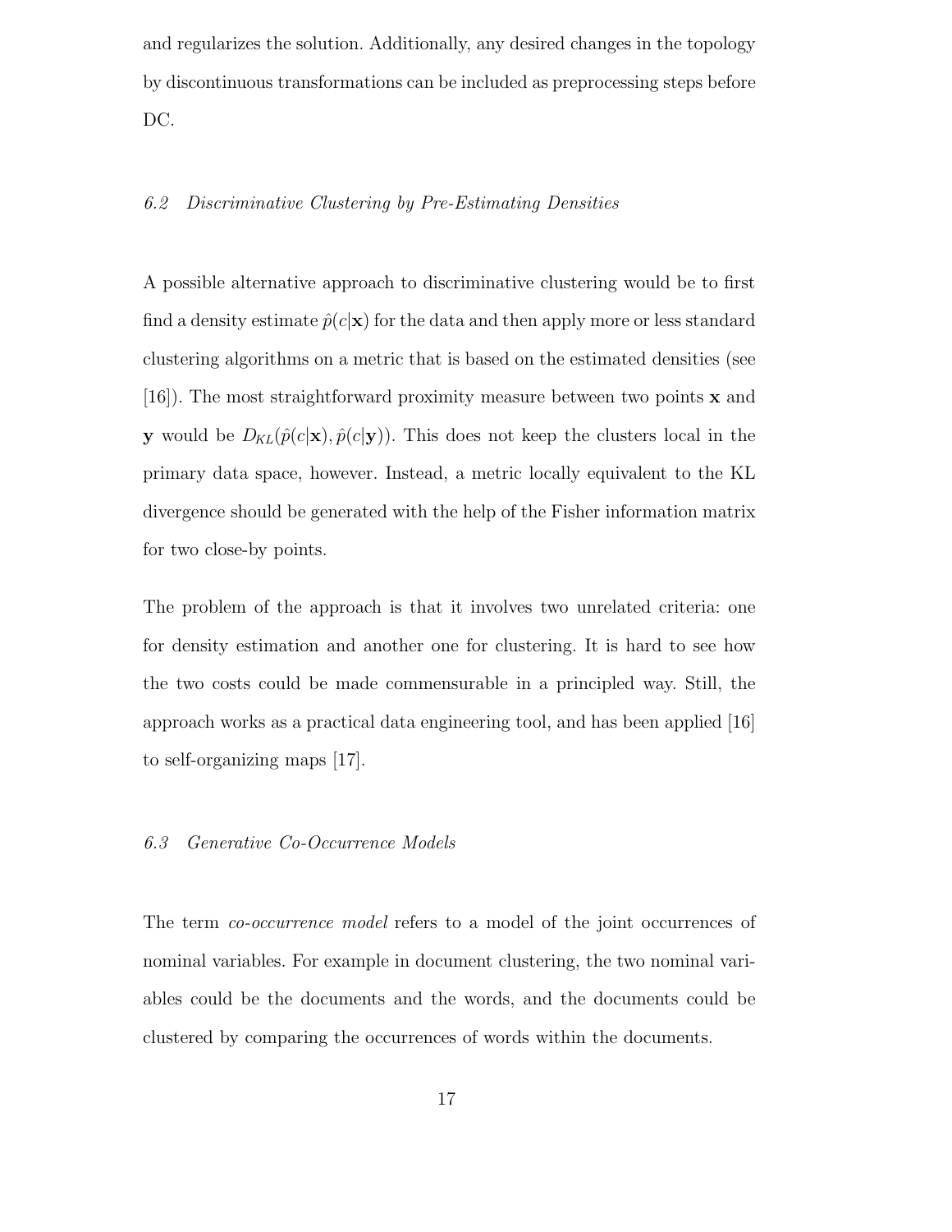and regularizes the solution. Additionally, any desired changes in the topology by discontinuous transformations can be included as preprocessing steps before DC.

### *6.2 Discriminative Clustering by Pre-Estimating Densities*

A possible alternative approach to discriminative clustering would be to first find a density estimate $\hat{p}(c|\mathbf{x})$ for the data and then apply more or less standard clustering algorithms on a metric that is based on the estimated densities (see [16]). The most straightforward proximity measure between two points $\mathbf{x}$ and $\mathbf{y}$ would be $D_{KL}(\hat{p}(c|\mathbf{x}), \hat{p}(c|\mathbf{y}))$. This does not keep the clusters local in the primary data space, however. Instead, a metric locally equivalent to the KL divergence should be generated with the help of the Fisher information matrix for two close-by points.

The problem of the approach is that it involves two unrelated criteria: one for density estimation and another one for clustering. It is hard to see how the two costs could be made commensurable in a principled way. Still, the approach works as a practical data engineering tool, and has been applied [16] to self-organizing maps [17].

### *6.3 Generative Co-Occurrence Models*

The term *co-occurrence model* refers to a model of the joint occurrences of nominal variables. For example in document clustering, the two nominal variables could be the documents and the words, and the documents could be clustered by comparing the occurrences of words within the documents.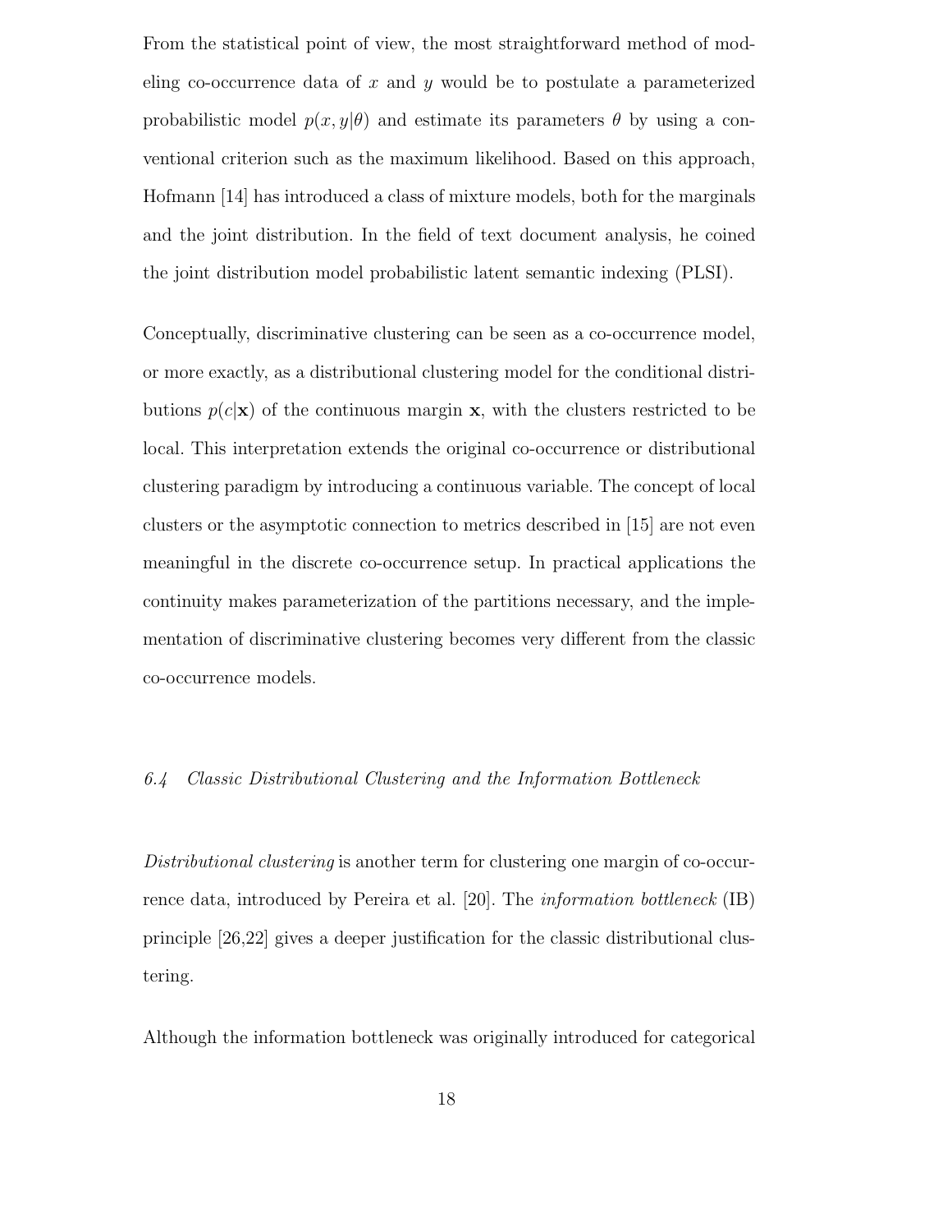From the statistical point of view, the most straightforward method of modeling co-occurrence data of $x$ and $y$ would be to postulate a parameterized probabilistic model $p(x, y|\theta)$ and estimate its parameters $\theta$ by using a conventional criterion such as the maximum likelihood. Based on this approach, Hofmann [14] has introduced a class of mixture models, both for the marginals and the joint distribution. In the field of text document analysis, he coined the joint distribution model probabilistic latent semantic indexing (PLSI).

Conceptually, discriminative clustering can be seen as a co-occurrence model, or more exactly, as a distributional clustering model for the conditional distributions $p(c|\mathbf{x})$ of the continuous margin $\mathbf{x}$, with the clusters restricted to be local. This interpretation extends the original co-occurrence or distributional clustering paradigm by introducing a continuous variable. The concept of local clusters or the asymptotic connection to metrics described in [15] are not even meaningful in the discrete co-occurrence setup. In practical applications the continuity makes parameterization of the partitions necessary, and the implementation of discriminative clustering becomes very different from the classic co-occurrence models.

### *6.4 Classic Distributional Clustering and the Information Bottleneck*

*Distributional clustering* is another term for clustering one margin of co-occurrence data, introduced by Pereira et al. [20]. The *information bottleneck* (IB) principle [26,22] gives a deeper justification for the classic distributional clustering.

Although the information bottleneck was originally introduced for categorical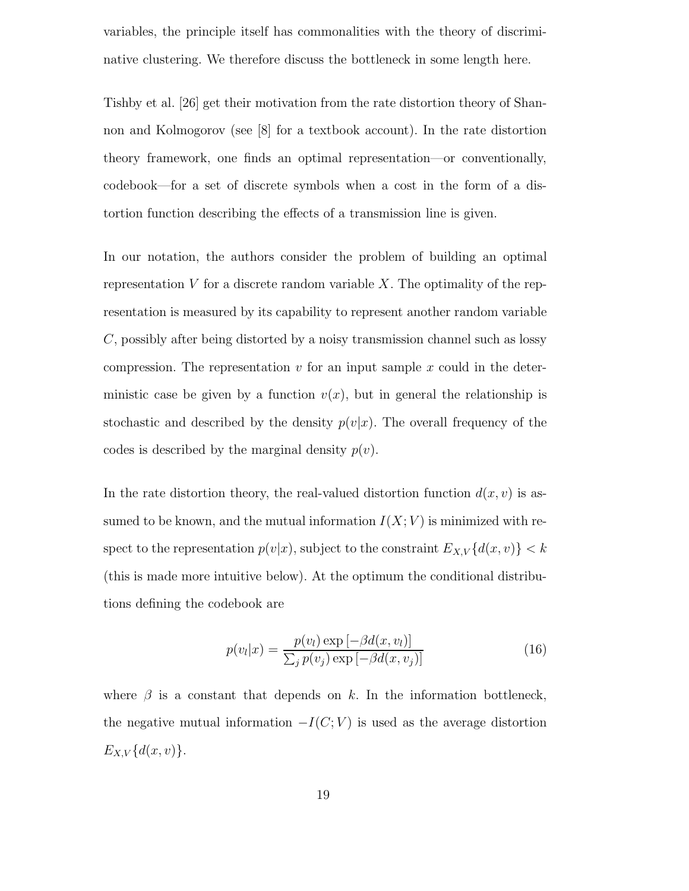variables, the principle itself has commonalities with the theory of discriminative clustering. We therefore discuss the bottleneck in some length here.

Tishby et al. [26] get their motivation from the rate distortion theory of Shannon and Kolmogorov (see [8] for a textbook account). In the rate distortion theory framework, one finds an optimal representation—or conventionally, codebook—for a set of discrete symbols when a cost in the form of a distortion function describing the effects of a transmission line is given.

In our notation, the authors consider the problem of building an optimal representation $V$ for a discrete random variable $X$. The optimality of the representation is measured by its capability to represent another random variable $C$, possibly after being distorted by a noisy transmission channel such as lossy compression. The representation $v$ for an input sample $x$ could in the deterministic case be given by a function $v(x)$, but in general the relationship is stochastic and described by the density $p(v|x)$. The overall frequency of the codes is described by the marginal density $p(v)$.

In the rate distortion theory, the real-valued distortion function $d(x, v)$ is assumed to be known, and the mutual information $I(X; V)$ is minimized with respect to the representation $p(v|x)$, subject to the constraint $E_{X,V}\{d(x, v)\} < k$ (this is made more intuitive below). At the optimum the conditional distributions defining the codebook are

$$p(v_l|x) = \frac{p(v_l) \exp\left[-\beta d(x, v_l)\right]}{\sum_j p(v_j) \exp\left[-\beta d(x, v_j)\right]} \tag{16}$$

where $\beta$ is a constant that depends on $k$. In the information bottleneck, the negative mutual information $-I(C; V)$ is used as the average distortion $E_{X,V}\{d(x, v)\}$.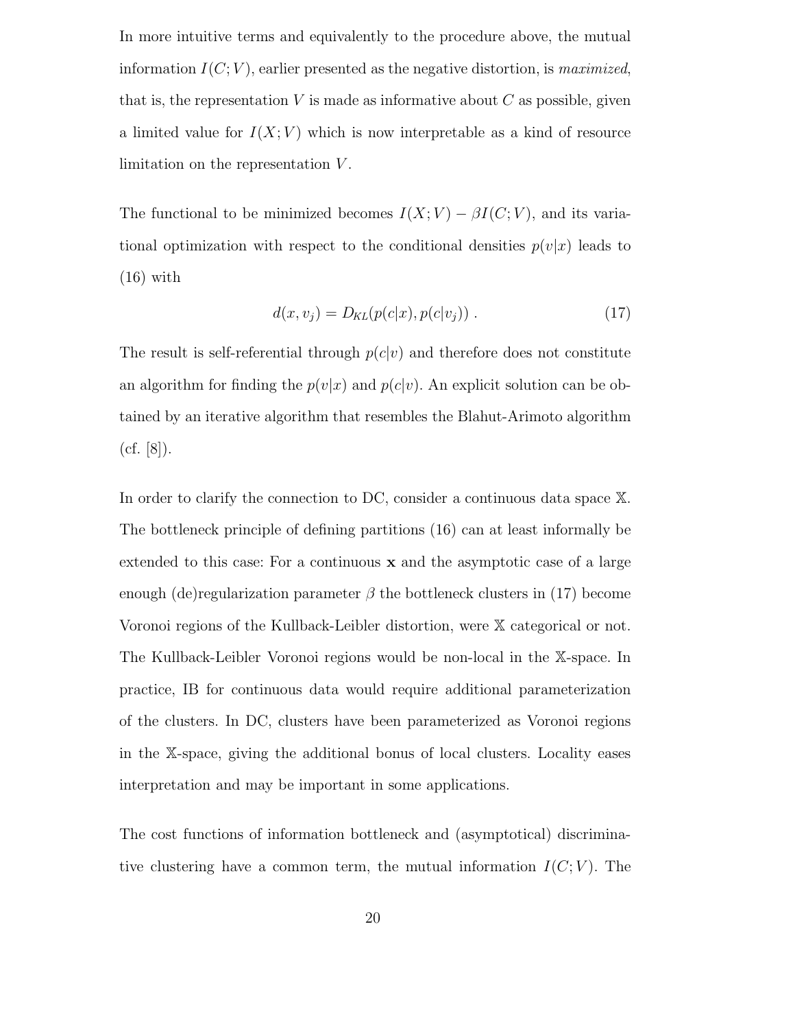In more intuitive terms and equivalently to the procedure above, the mutual information $I(C;V)$, earlier presented as the negative distortion, is *maximized*, that is, the representation $V$ is made as informative about $C$ as possible, given a limited value for $I(X;V)$ which is now interpretable as a kind of resource limitation on the representation $V$.

The functional to be minimized becomes $I(X;V) - \beta I(C;V)$, and its variational optimization with respect to the conditional densities $p(v|x)$ leads to (16) with

$$d(x, v_j) = D_{KL}(p(c|x), p(c|v_j)) \; . \tag{17}$$

The result is self-referential through $p(c|v)$ and therefore does not constitute an algorithm for finding the $p(v|x)$ and $p(c|v)$. An explicit solution can be obtained by an iterative algorithm that resembles the Blahut-Arimoto algorithm (cf. [8]).

In order to clarify the connection to DC, consider a continuous data space $\mathbb{X}$. The bottleneck principle of defining partitions (16) can at least informally be extended to this case: For a continuous $\mathbf{x}$ and the asymptotic case of a large enough (de)regularization parameter $\beta$ the bottleneck clusters in (17) become Voronoi regions of the Kullback-Leibler distortion, were $\mathbb{X}$ categorical or not. The Kullback-Leibler Voronoi regions would be non-local in the $\mathbb{X}$-space. In practice, IB for continuous data would require additional parameterization of the clusters. In DC, clusters have been parameterized as Voronoi regions in the $\mathbb{X}$-space, giving the additional bonus of local clusters. Locality eases interpretation and may be important in some applications.

The cost functions of information bottleneck and (asymptotical) discriminative clustering have a common term, the mutual information $I(C;V)$. The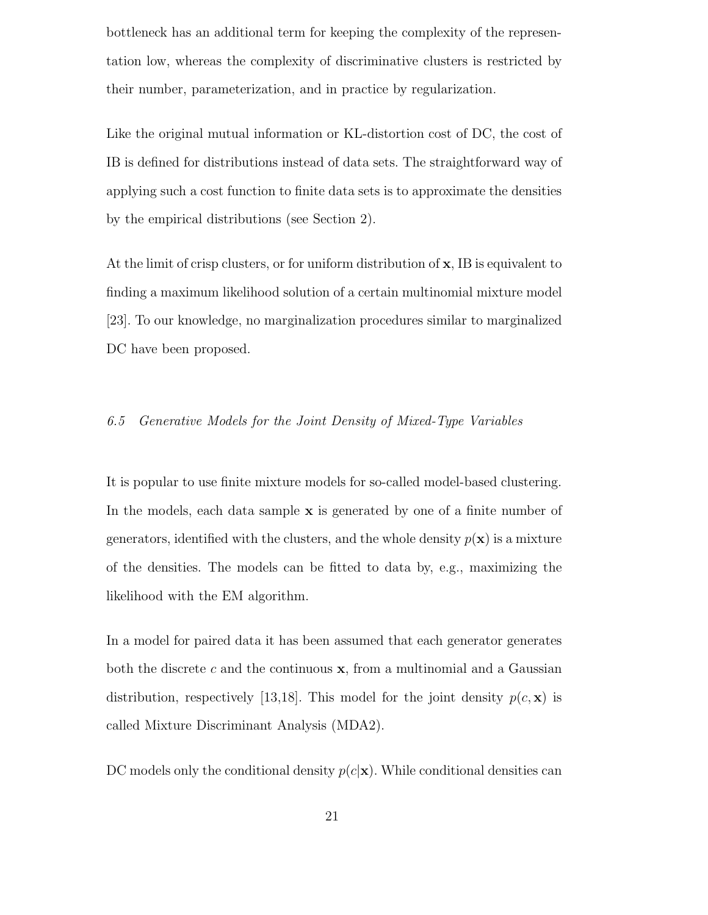bottleneck has an additional term for keeping the complexity of the representation low, whereas the complexity of discriminative clusters is restricted by their number, parameterization, and in practice by regularization.

Like the original mutual information or KL-distortion cost of DC, the cost of IB is defined for distributions instead of data sets. The straightforward way of applying such a cost function to finite data sets is to approximate the densities by the empirical distributions (see Section 2).

At the limit of crisp clusters, or for uniform distribution of $\mathbf{x}$, IB is equivalent to finding a maximum likelihood solution of a certain multinomial mixture model [23]. To our knowledge, no marginalization procedures similar to marginalized DC have been proposed.

### *6.5 Generative Models for the Joint Density of Mixed-Type Variables*

It is popular to use finite mixture models for so-called model-based clustering. In the models, each data sample $\mathbf{x}$ is generated by one of a finite number of generators, identified with the clusters, and the whole density $p(\mathbf{x})$ is a mixture of the densities. The models can be fitted to data by, e.g., maximizing the likelihood with the EM algorithm.

In a model for paired data it has been assumed that each generator generates both the discrete $c$ and the continuous $\mathbf{x}$, from a multinomial and a Gaussian distribution, respectively [13,18]. This model for the joint density $p(c, \mathbf{x})$ is called Mixture Discriminant Analysis (MDA2).

DC models only the conditional density $p(c|\mathbf{x})$. While conditional densities can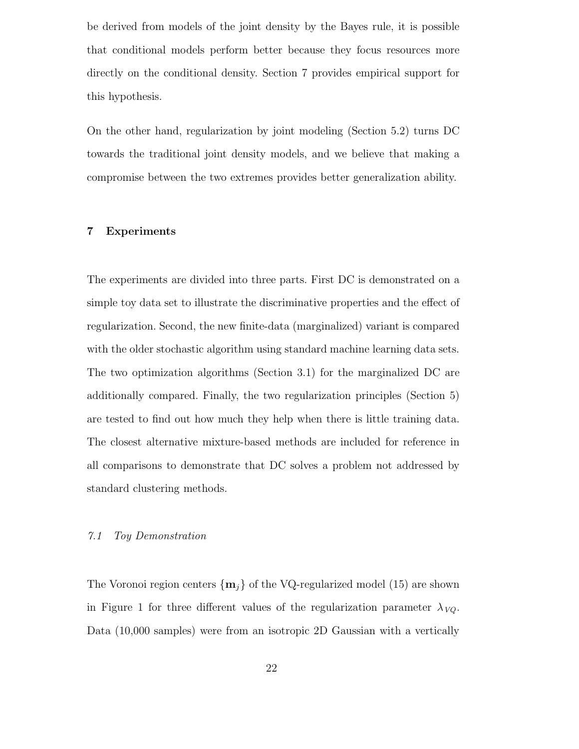be derived from models of the joint density by the Bayes rule, it is possible that conditional models perform better because they focus resources more directly on the conditional density. Section 7 provides empirical support for this hypothesis.

On the other hand, regularization by joint modeling (Section 5.2) turns DC towards the traditional joint density models, and we believe that making a compromise between the two extremes provides better generalization ability.

## 7 Experiments

The experiments are divided into three parts. First DC is demonstrated on a simple toy data set to illustrate the discriminative properties and the effect of regularization. Second, the new finite-data (marginalized) variant is compared with the older stochastic algorithm using standard machine learning data sets. The two optimization algorithms (Section 3.1) for the marginalized DC are additionally compared. Finally, the two regularization principles (Section 5) are tested to find out how much they help when there is little training data. The closest alternative mixture-based methods are included for reference in all comparisons to demonstrate that DC solves a problem not addressed by standard clustering methods.

### *7.1 Toy Demonstration*

The Voronoi region centers $\{\mathbf{m}_j\}$ of the VQ-regularized model (15) are shown in Figure 1 for three different values of the regularization parameter $\lambda_{VQ}$. Data (10,000 samples) were from an isotropic 2D Gaussian with a vertically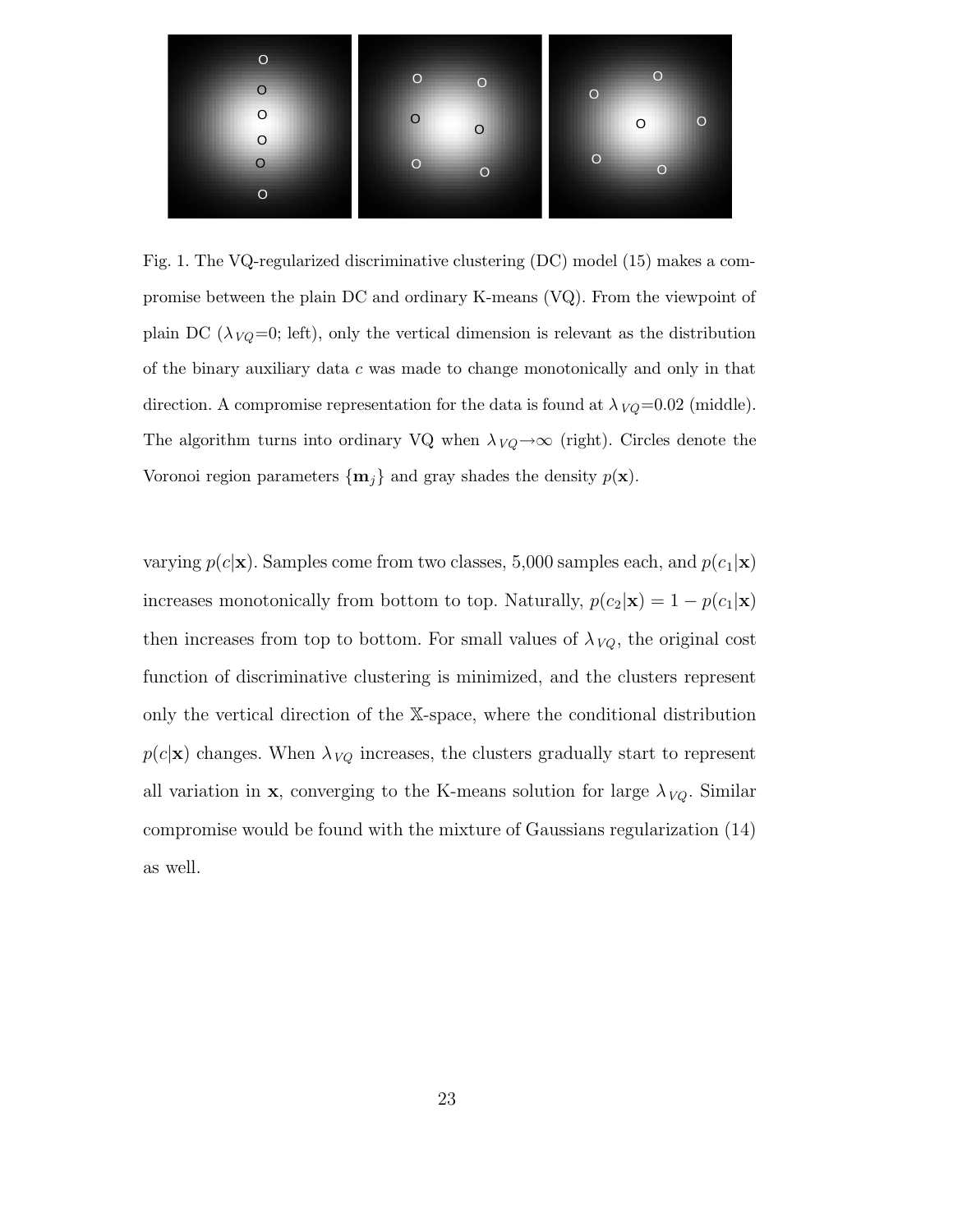Fig. 1. The VQ-regularized discriminative clustering (DC) model (15) makes a compromise between the plain DC and ordinary K-means (VQ). From the viewpoint of plain DC ($\lambda_{VQ}$=0; left), only the vertical dimension is relevant as the distribution of the binary auxiliary data $c$ was made to change monotonically and only in that direction. A compromise representation for the data is found at $\lambda_{VQ}$=0.02 (middle). The algorithm turns into ordinary VQ when $\lambda_{VQ}\rightarrow\infty$ (right). Circles denote the Voronoi region parameters $\{\mathbf{m}_j\}$ and gray shades the density $p(\mathbf{x})$.

varying $p(c|\mathbf{x})$. Samples come from two classes, 5,000 samples each, and $p(c_1|\mathbf{x})$ increases monotonically from bottom to top. Naturally, $p(c_2|\mathbf{x}) = 1 - p(c_1|\mathbf{x})$ then increases from top to bottom. For small values of $\lambda_{VQ}$, the original cost function of discriminative clustering is minimized, and the clusters represent only the vertical direction of the $\mathbb{X}$-space, where the conditional distribution $p(c|\mathbf{x})$ changes. When $\lambda_{VQ}$ increases, the clusters gradually start to represent all variation in $\mathbf{x}$, converging to the K-means solution for large $\lambda_{VQ}$. Similar compromise would be found with the mixture of Gaussians regularization (14) as well.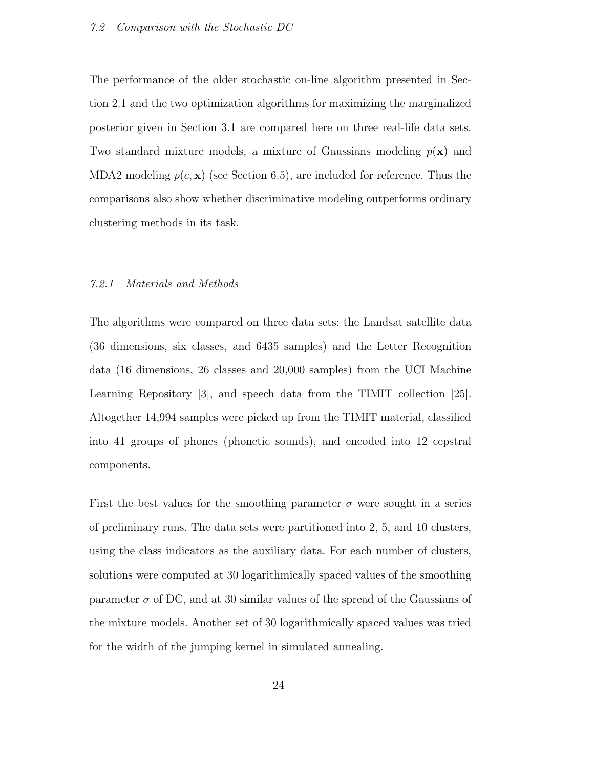### 7.2 Comparison with the Stochastic DC

The performance of the older stochastic on-line algorithm presented in Section 2.1 and the two optimization algorithms for maximizing the marginalized posterior given in Section 3.1 are compared here on three real-life data sets. Two standard mixture models, a mixture of Gaussians modeling $p(\mathbf{x})$ and MDA2 modeling $p(c, \mathbf{x})$ (see Section 6.5), are included for reference. Thus the comparisons also show whether discriminative modeling outperforms ordinary clustering methods in its task.

#### 7.2.1 Materials and Methods

The algorithms were compared on three data sets: the Landsat satellite data (36 dimensions, six classes, and 6435 samples) and the Letter Recognition data (16 dimensions, 26 classes and 20,000 samples) from the UCI Machine Learning Repository [3], and speech data from the TIMIT collection [25]. Altogether 14,994 samples were picked up from the TIMIT material, classified into 41 groups of phones (phonetic sounds), and encoded into 12 cepstral components.

First the best values for the smoothing parameter $\sigma$ were sought in a series of preliminary runs. The data sets were partitioned into 2, 5, and 10 clusters, using the class indicators as the auxiliary data. For each number of clusters, solutions were computed at 30 logarithmically spaced values of the smoothing parameter $\sigma$ of DC, and at 30 similar values of the spread of the Gaussians of the mixture models. Another set of 30 logarithmically spaced values was tried for the width of the jumping kernel in simulated annealing.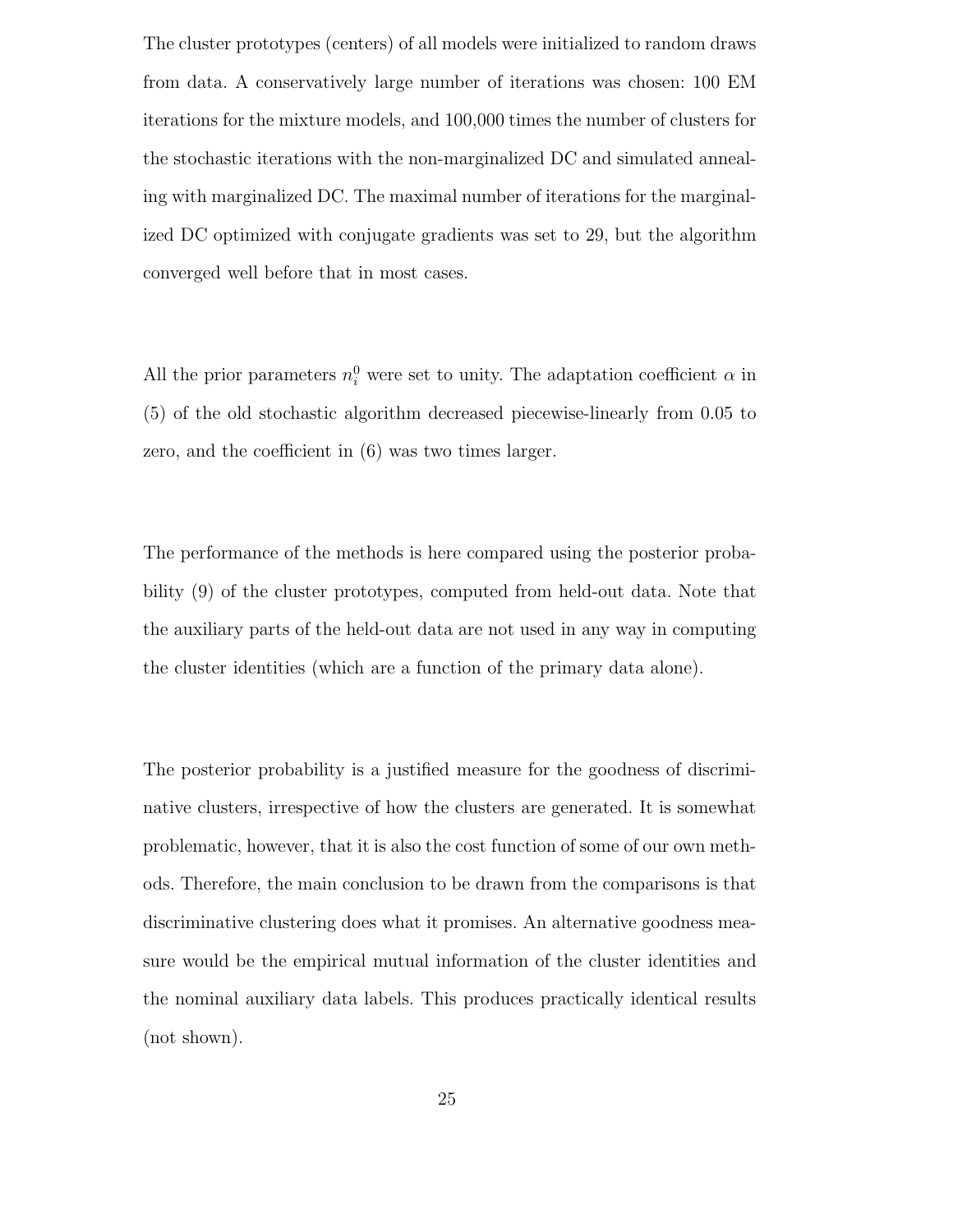The cluster prototypes (centers) of all models were initialized to random draws from data. A conservatively large number of iterations was chosen: 100 EM iterations for the mixture models, and 100,000 times the number of clusters for the stochastic iterations with the non-marginalized DC and simulated annealing with marginalized DC. The maximal number of iterations for the marginalized DC optimized with conjugate gradients was set to 29, but the algorithm converged well before that in most cases.

All the prior parameters $n_i^0$ were set to unity. The adaptation coefficient $\alpha$ in (5) of the old stochastic algorithm decreased piecewise-linearly from 0.05 to zero, and the coefficient in (6) was two times larger.

The performance of the methods is here compared using the posterior probability (9) of the cluster prototypes, computed from held-out data. Note that the auxiliary parts of the held-out data are not used in any way in computing the cluster identities (which are a function of the primary data alone).

The posterior probability is a justified measure for the goodness of discriminative clusters, irrespective of how the clusters are generated. It is somewhat problematic, however, that it is also the cost function of some of our own methods. Therefore, the main conclusion to be drawn from the comparisons is that discriminative clustering does what it promises. An alternative goodness measure would be the empirical mutual information of the cluster identities and the nominal auxiliary data labels. This produces practically identical results (not shown).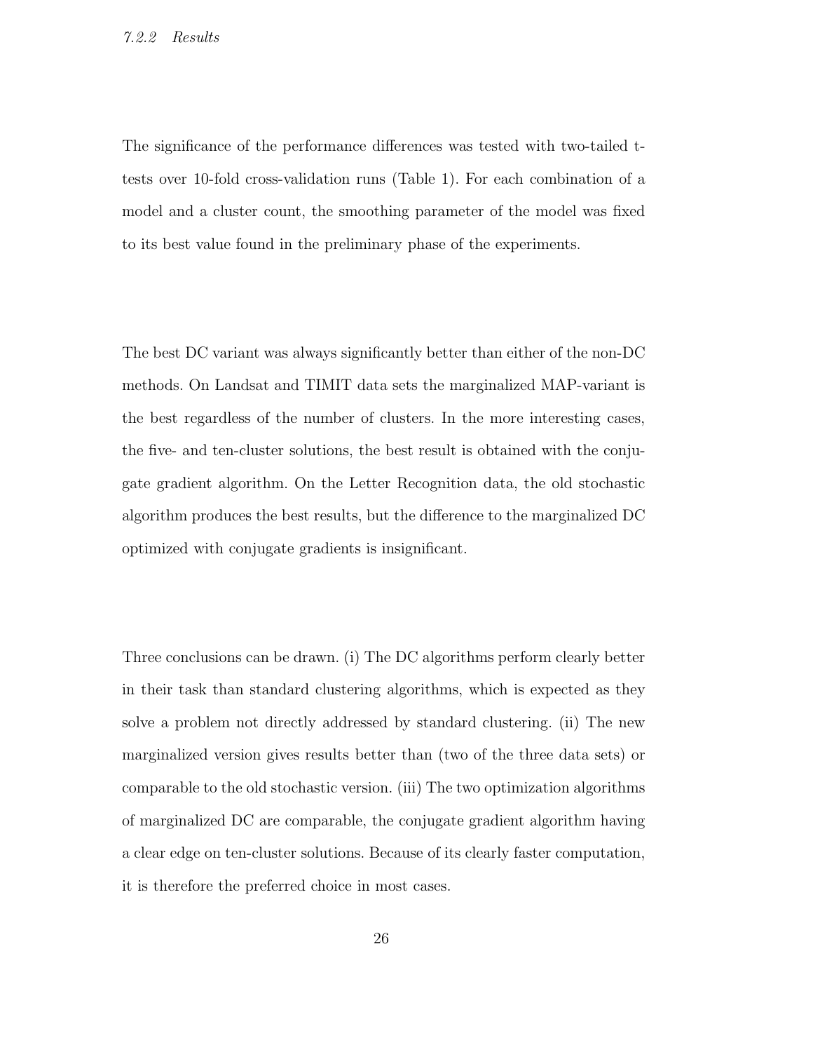*7.2.2 Results*

The significance of the performance differences was tested with two-tailed t-tests over 10-fold cross-validation runs (Table 1). For each combination of a model and a cluster count, the smoothing parameter of the model was fixed to its best value found in the preliminary phase of the experiments.

The best DC variant was always significantly better than either of the non-DC methods. On Landsat and TIMIT data sets the marginalized MAP-variant is the best regardless of the number of clusters. In the more interesting cases, the five- and ten-cluster solutions, the best result is obtained with the conjugate gradient algorithm. On the Letter Recognition data, the old stochastic algorithm produces the best results, but the difference to the marginalized DC optimized with conjugate gradients is insignificant.

Three conclusions can be drawn. (i) The DC algorithms perform clearly better in their task than standard clustering algorithms, which is expected as they solve a problem not directly addressed by standard clustering. (ii) The new marginalized version gives results better than (two of the three data sets) or comparable to the old stochastic version. (iii) The two optimization algorithms of marginalized DC are comparable, the conjugate gradient algorithm having a clear edge on ten-cluster solutions. Because of its clearly faster computation, it is therefore the preferred choice in most cases.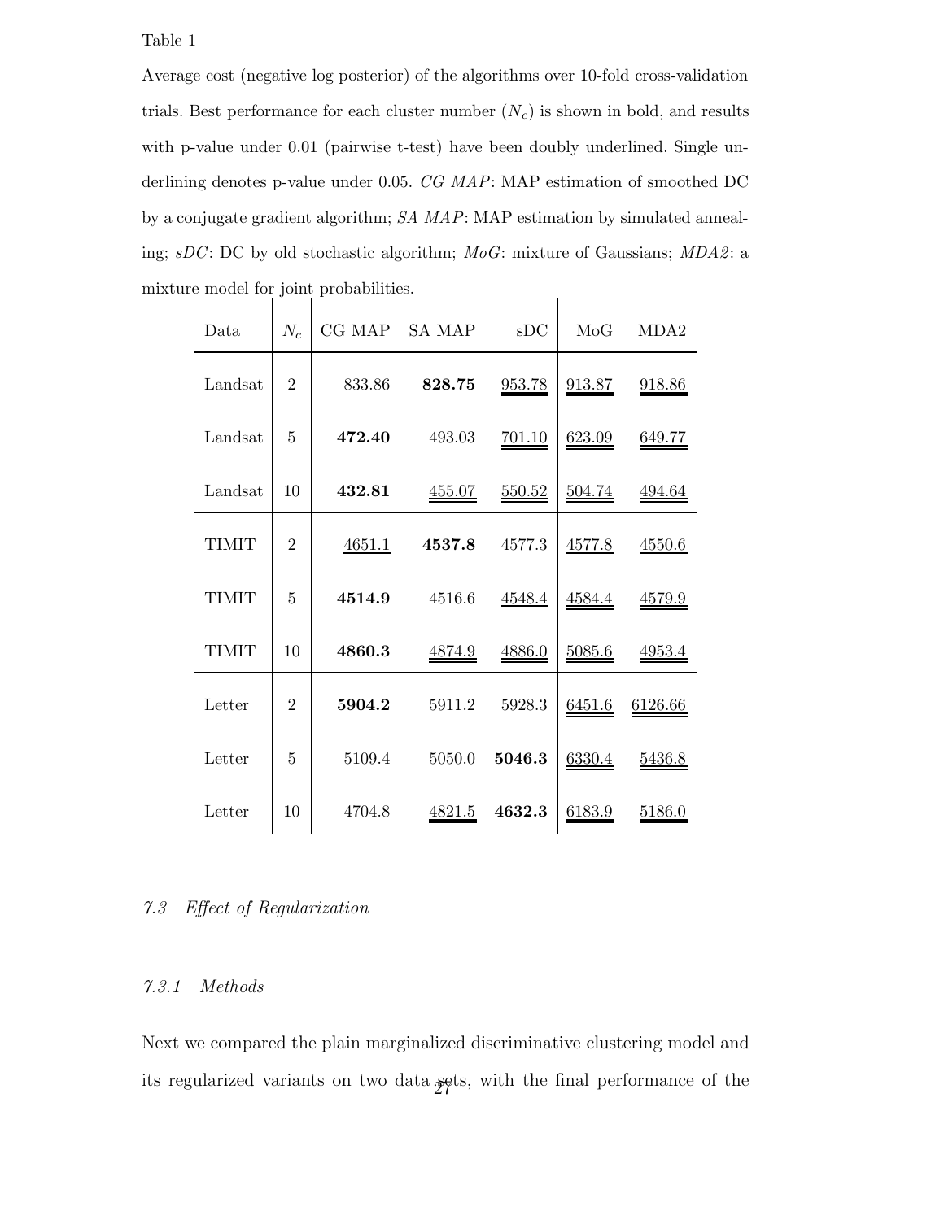Table 1

Average cost (negative log posterior) of the algorithms over 10-fold cross-validation trials. Best performance for each cluster number ($N_c$) is shown in bold, and results with p-value under 0.01 (pairwise t-test) have been doubly underlined. Single underlining denotes p-value under 0.05. *CG MAP*: MAP estimation of smoothed DC by a conjugate gradient algorithm; *SA MAP*: MAP estimation by simulated annealing; *sDC*: DC by old stochastic algorithm; *MoG*: mixture of Gaussians; *MDA2*: a mixture model for joint probabilities.

| Data | $N_c$ | CG MAP | SA MAP | sDC | MoG | MDA2 |
|---|---|---|---|---|---|---|
| Landsat | 2 | 833.86 | **828.75** | <u>953.78</u> | <u>913.87</u> | <u>918.86</u> |
| Landsat | 5 | **472.40** | 493.03 | <u>701.10</u> | <u>623.09</u> | <u>649.77</u> |
| Landsat | 10 | **432.81** | <u>455.07</u> | <u>550.52</u> | <u>504.74</u> | <u>494.64</u> |
| TIMIT | 2 | <u>4651.1</u> | **4537.8** | 4577.3 | <u>4577.8</u> | <u>4550.6</u> |
| TIMIT | 5 | **4514.9** | 4516.6 | <u>4548.4</u> | <u>4584.4</u> | <u>4579.9</u> |
| TIMIT | 10 | **4860.3** | <u>4874.9</u> | <u>4886.0</u> | <u>5085.6</u> | <u>4953.4</u> |
| Letter | 2 | **5904.2** | 5911.2 | 5928.3 | <u>6451.6</u> | <u>6126.66</u> |
| Letter | 5 | 5109.4 | 5050.0 | **5046.3** | <u>6330.4</u> | <u>5436.8</u> |
| Letter | 10 | 4704.8 | <u>4821.5</u> | **4632.3** | <u>6183.9</u> | <u>5186.0</u> |

### *7.3 Effect of Regularization*

#### *7.3.1 Methods*

Next we compared the plain marginalized discriminative clustering model and its regularized variants on two data sets, with the final performance of the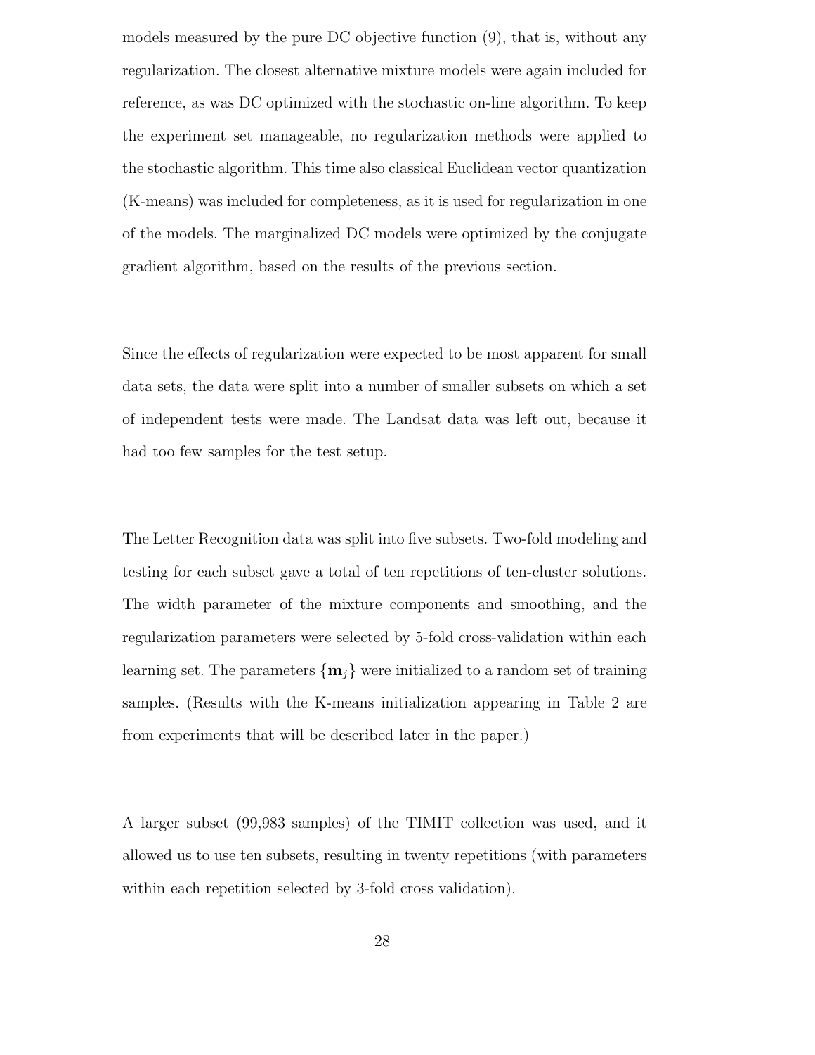models measured by the pure DC objective function (9), that is, without any regularization. The closest alternative mixture models were again included for reference, as was DC optimized with the stochastic on-line algorithm. To keep the experiment set manageable, no regularization methods were applied to the stochastic algorithm. This time also classical Euclidean vector quantization (K-means) was included for completeness, as it is used for regularization in one of the models. The marginalized DC models were optimized by the conjugate gradient algorithm, based on the results of the previous section.

Since the effects of regularization were expected to be most apparent for small data sets, the data were split into a number of smaller subsets on which a set of independent tests were made. The Landsat data was left out, because it had too few samples for the test setup.

The Letter Recognition data was split into five subsets. Two-fold modeling and testing for each subset gave a total of ten repetitions of ten-cluster solutions. The width parameter of the mixture components and smoothing, and the regularization parameters were selected by 5-fold cross-validation within each learning set. The parameters $\{\mathbf{m}_j\}$ were initialized to a random set of training samples. (Results with the K-means initialization appearing in Table 2 are from experiments that will be described later in the paper.)

A larger subset (99,983 samples) of the TIMIT collection was used, and it allowed us to use ten subsets, resulting in twenty repetitions (with parameters within each repetition selected by 3-fold cross validation).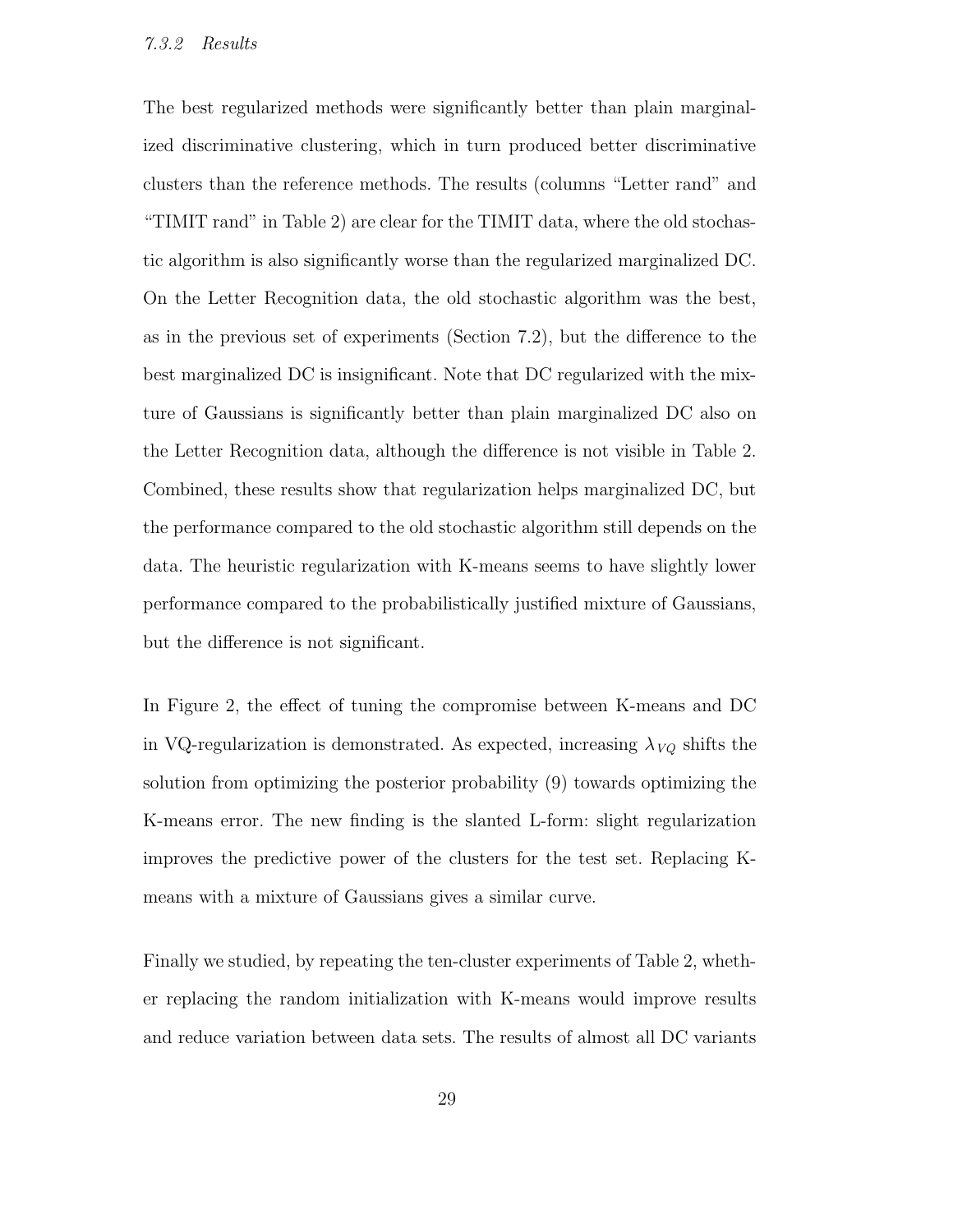#### *7.3.2 Results*

The best regularized methods were significantly better than plain marginalized discriminative clustering, which in turn produced better discriminative clusters than the reference methods. The results (columns "Letter rand" and "TIMIT rand" in Table 2) are clear for the TIMIT data, where the old stochastic algorithm is also significantly worse than the regularized marginalized DC. On the Letter Recognition data, the old stochastic algorithm was the best, as in the previous set of experiments (Section 7.2), but the difference to the best marginalized DC is insignificant. Note that DC regularized with the mixture of Gaussians is significantly better than plain marginalized DC also on the Letter Recognition data, although the difference is not visible in Table 2. Combined, these results show that regularization helps marginalized DC, but the performance compared to the old stochastic algorithm still depends on the data. The heuristic regularization with K-means seems to have slightly lower performance compared to the probabilistically justified mixture of Gaussians, but the difference is not significant.

In Figure 2, the effect of tuning the compromise between K-means and DC in VQ-regularization is demonstrated. As expected, increasing $\lambda_{VQ}$ shifts the solution from optimizing the posterior probability (9) towards optimizing the K-means error. The new finding is the slanted L-form: slight regularization improves the predictive power of the clusters for the test set. Replacing K-means with a mixture of Gaussians gives a similar curve.

Finally we studied, by repeating the ten-cluster experiments of Table 2, whether replacing the random initialization with K-means would improve results and reduce variation between data sets. The results of almost all DC variants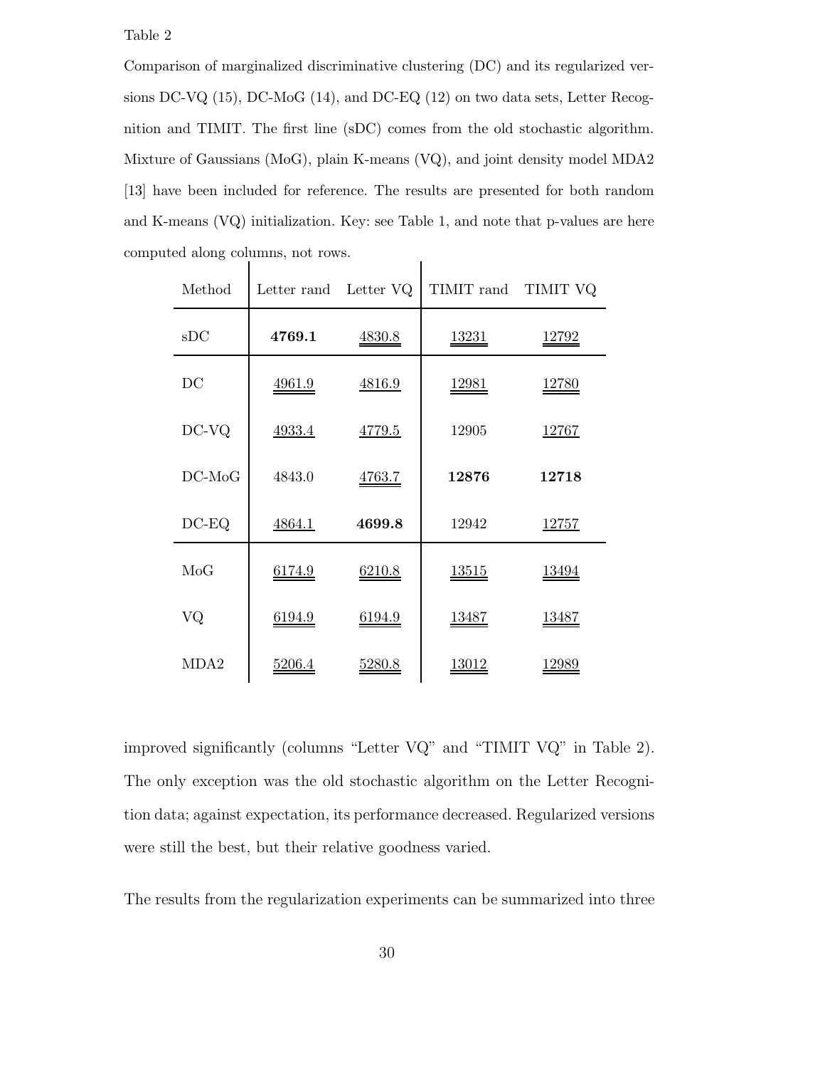Table 2

Comparison of marginalized discriminative clustering (DC) and its regularized versions DC-VQ (15), DC-MoG (14), and DC-EQ (12) on two data sets, Letter Recognition and TIMIT. The first line (sDC) comes from the old stochastic algorithm. Mixture of Gaussians (MoG), plain K-means (VQ), and joint density model MDA2 [13] have been included for reference. The results are presented for both random and K-means (VQ) initialization. Key: see Table 1, and note that p-values are here computed along columns, not rows.

| Method | Letter rand | Letter VQ | TIMIT rand | TIMIT VQ |
|---|---|---|---|---|
| sDC | **4769.1** | <u><u>4830.8</u></u> | <u><u>13231</u></u> | <u><u>12792</u></u> |
| DC | <u><u>4961.9</u></u> | <u><u>4816.9</u></u> | <u><u>12981</u></u> | <u><u>12780</u></u> |
| DC-VQ | <u>4933.4</u> | <u>4779.5</u> | 12905 | <u>12767</u> |
| DC-MoG | 4843.0 | <u><u>4763.7</u></u> | **12876** | **12718** |
| DC-EQ | <u>4864.1</u> | **4699.8** | 12942 | <u>12757</u> |
| MoG | <u><u>6174.9</u></u> | <u><u>6210.8</u></u> | <u><u>13515</u></u> | <u><u>13494</u></u> |
| VQ | <u><u>6194.9</u></u> | <u><u>6194.9</u></u> | <u><u>13487</u></u> | <u><u>13487</u></u> |
| MDA2 | <u><u>5206.4</u></u> | <u><u>5280.8</u></u> | <u><u>13012</u></u> | <u><u>12989</u></u> |

improved significantly (columns "Letter VQ" and "TIMIT VQ" in Table 2). The only exception was the old stochastic algorithm on the Letter Recognition data; against expectation, its performance decreased. Regularized versions were still the best, but their relative goodness varied.

The results from the regularization experiments can be summarized into three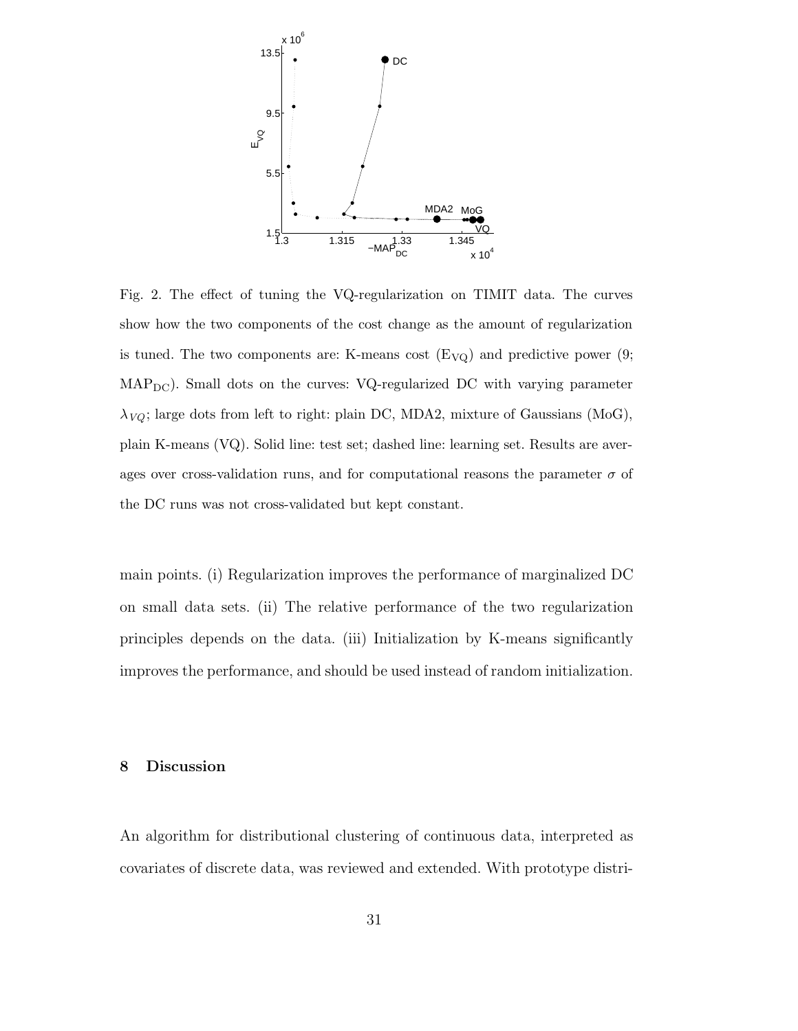Fig. 2. The effect of tuning the VQ-regularization on TIMIT data. The curves show how the two components of the cost change as the amount of regularization is tuned. The two components are: K-means cost ($\mathrm{E_{VQ}}$) and predictive power (9; $\mathrm{MAP_{DC}}$). Small dots on the curves: VQ-regularized DC with varying parameter $\lambda_{VQ}$; large dots from left to right: plain DC, MDA2, mixture of Gaussians (MoG), plain K-means (VQ). Solid line: test set; dashed line: learning set. Results are averages over cross-validation runs, and for computational reasons the parameter $\sigma$ of the DC runs was not cross-validated but kept constant.

main points. (i) Regularization improves the performance of marginalized DC on small data sets. (ii) The relative performance of the two regularization principles depends on the data. (iii) Initialization by K-means significantly improves the performance, and should be used instead of random initialization.

## 8 Discussion

An algorithm for distributional clustering of continuous data, interpreted as covariates of discrete data, was reviewed and extended. With prototype distri-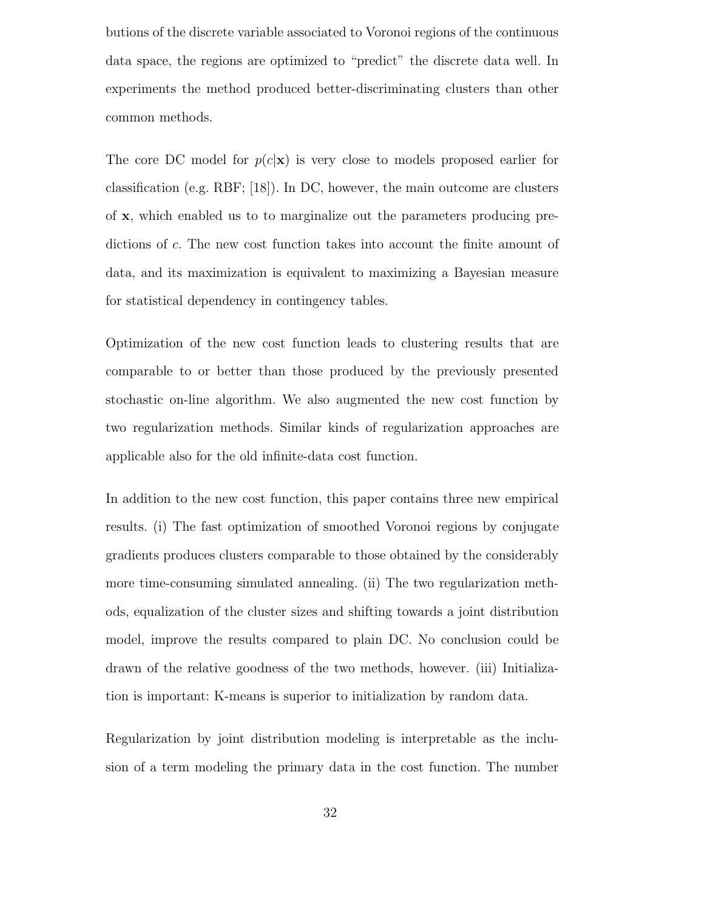butions of the discrete variable associated to Voronoi regions of the continuous data space, the regions are optimized to "predict" the discrete data well. In experiments the method produced better-discriminating clusters than other common methods.

The core DC model for $p(c|\mathbf{x})$ is very close to models proposed earlier for classification (e.g. RBF; [18]). In DC, however, the main outcome are clusters of $\mathbf{x}$, which enabled us to to marginalize out the parameters producing predictions of $c$. The new cost function takes into account the finite amount of data, and its maximization is equivalent to maximizing a Bayesian measure for statistical dependency in contingency tables.

Optimization of the new cost function leads to clustering results that are comparable to or better than those produced by the previously presented stochastic on-line algorithm. We also augmented the new cost function by two regularization methods. Similar kinds of regularization approaches are applicable also for the old infinite-data cost function.

In addition to the new cost function, this paper contains three new empirical results. (i) The fast optimization of smoothed Voronoi regions by conjugate gradients produces clusters comparable to those obtained by the considerably more time-consuming simulated annealing. (ii) The two regularization methods, equalization of the cluster sizes and shifting towards a joint distribution model, improve the results compared to plain DC. No conclusion could be drawn of the relative goodness of the two methods, however. (iii) Initialization is important: K-means is superior to initialization by random data.

Regularization by joint distribution modeling is interpretable as the inclusion of a term modeling the primary data in the cost function. The number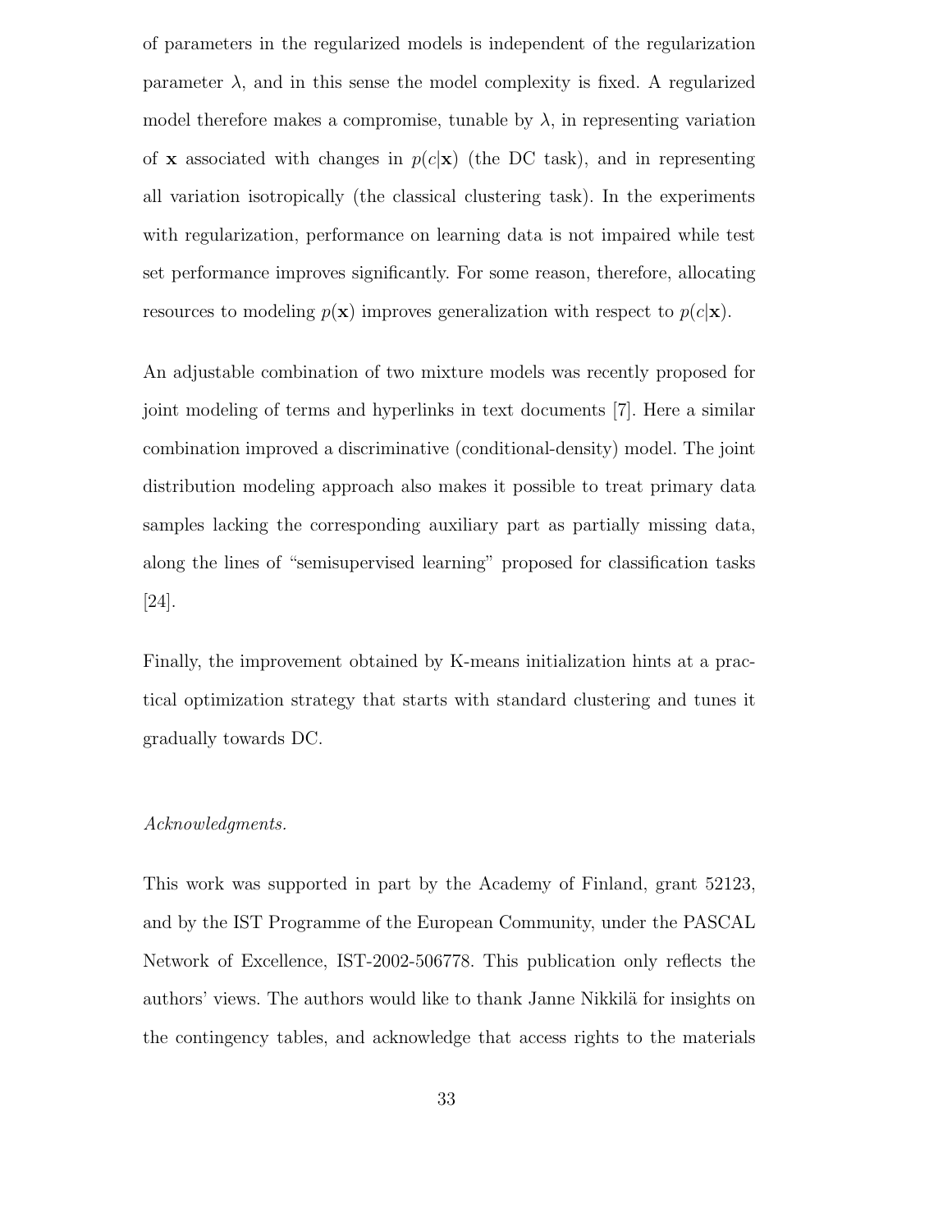of parameters in the regularized models is independent of the regularization parameter $\lambda$, and in this sense the model complexity is fixed. A regularized model therefore makes a compromise, tunable by $\lambda$, in representing variation of $\mathbf{x}$ associated with changes in $p(c|\mathbf{x})$ (the DC task), and in representing all variation isotropically (the classical clustering task). In the experiments with regularization, performance on learning data is not impaired while test set performance improves significantly. For some reason, therefore, allocating resources to modeling $p(\mathbf{x})$ improves generalization with respect to $p(c|\mathbf{x})$.

An adjustable combination of two mixture models was recently proposed for joint modeling of terms and hyperlinks in text documents [7]. Here a similar combination improved a discriminative (conditional-density) model. The joint distribution modeling approach also makes it possible to treat primary data samples lacking the corresponding auxiliary part as partially missing data, along the lines of "semisupervised learning" proposed for classification tasks [24].

Finally, the improvement obtained by K-means initialization hints at a practical optimization strategy that starts with standard clustering and tunes it gradually towards DC.

*Acknowledgments.*

This work was supported in part by the Academy of Finland, grant 52123, and by the IST Programme of the European Community, under the PASCAL Network of Excellence, IST-2002-506778. This publication only reflects the authors' views. The authors would like to thank Janne Nikkilä for insights on the contingency tables, and acknowledge that access rights to the materials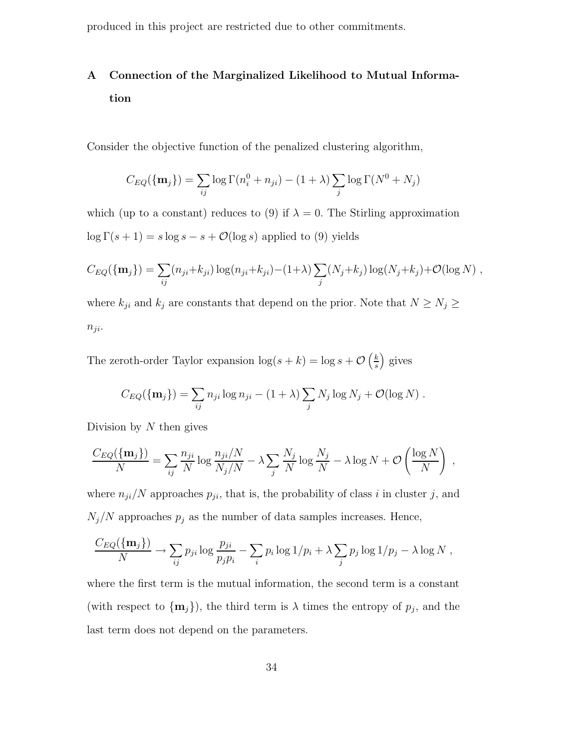produced in this project are restricted due to other commitments.

# A Connection of the Marginalized Likelihood to Mutual Information

Consider the objective function of the penalized clustering algorithm,

$$C_{EQ}(\{\mathbf{m}_j\}) = \sum_{ij} \log \Gamma(n_i^0 + n_{ji}) - (1+\lambda) \sum_j \log \Gamma(N^0 + N_j)$$

which (up to a constant) reduces to (9) if $\lambda = 0$. The Stirling approximation $\log \Gamma(s+1) = s \log s - s + \mathcal{O}(\log s)$ applied to (9) yields

$$C_{EQ}(\{\mathbf{m}_j\}) = \sum_{ij}(n_{ji}+k_{ji}) \log(n_{ji}+k_{ji}) - (1+\lambda) \sum_j (N_j+k_j) \log(N_j+k_j) + \mathcal{O}(\log N) \ ,$$

where $k_{ji}$ and $k_j$ are constants that depend on the prior. Note that $N \geq N_j \geq n_{ji}$.

The zeroth-order Taylor expansion $\log(s+k) = \log s + \mathcal{O}\left(\frac{k}{s}\right)$ gives

$$C_{EQ}(\{\mathbf{m}_j\}) = \sum_{ij} n_{ji} \log n_{ji} - (1+\lambda) \sum_j N_j \log N_j + \mathcal{O}(\log N) \ .$$

Division by $N$ then gives

$$\frac{C_{EQ}(\{\mathbf{m}_j\})}{N} = \sum_{ij} \frac{n_{ji}}{N} \log \frac{n_{ji}/N}{N_j/N} - \lambda \sum_j \frac{N_j}{N} \log \frac{N_j}{N} - \lambda \log N + \mathcal{O}\left(\frac{\log N}{N}\right) \ ,$$

where $n_{ji}/N$ approaches $p_{ji}$, that is, the probability of class $i$ in cluster $j$, and $N_j/N$ approaches $p_j$ as the number of data samples increases. Hence,

$$\frac{C_{EQ}(\{\mathbf{m}_j\})}{N} \to \sum_{ij} p_{ji} \log \frac{p_{ji}}{p_j p_i} - \sum_i p_i \log 1/p_i + \lambda \sum_j p_j \log 1/p_j - \lambda \log N \ ,$$

where the first term is the mutual information, the second term is a constant (with respect to $\{\mathbf{m}_j\}$), the third term is $\lambda$ times the entropy of $p_j$, and the last term does not depend on the parameters.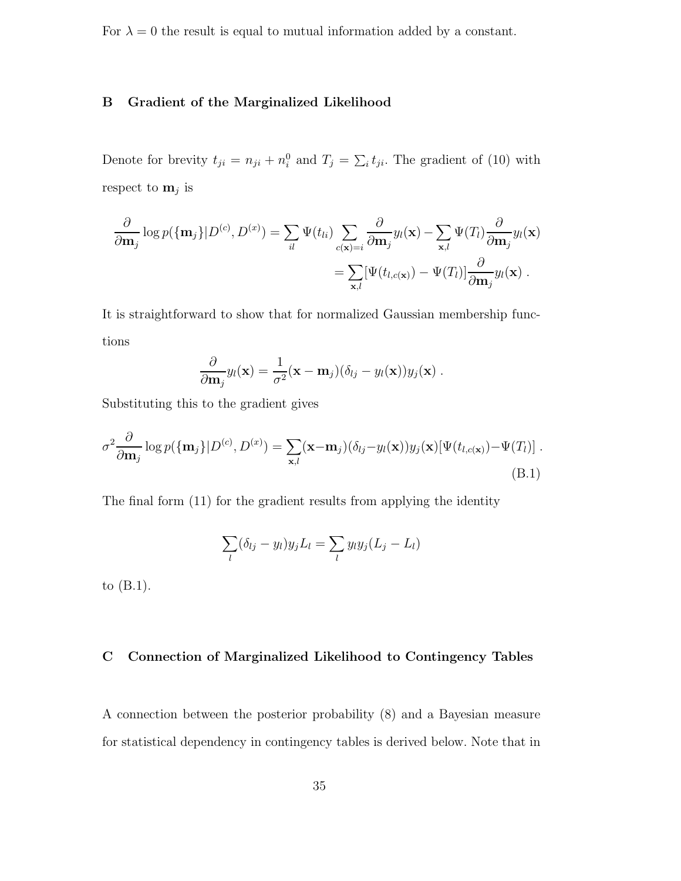For $\lambda = 0$ the result is equal to mutual information added by a constant.

## B Gradient of the Marginalized Likelihood

Denote for brevity $t_{ji} = n_{ji} + n_i^0$ and $T_j = \sum_i t_{ji}$. The gradient of (10) with respect to $\mathbf{m}_j$ is

$$\frac{\partial}{\partial \mathbf{m}_j} \log p(\{\mathbf{m}_j\}|D^{(c)}, D^{(x)}) = \sum_{il} \Psi(t_{li}) \sum_{c(\mathbf{x})=i} \frac{\partial}{\partial \mathbf{m}_j} y_l(\mathbf{x}) - \sum_{\mathbf{x},l} \Psi(T_l) \frac{\partial}{\partial \mathbf{m}_j} y_l(\mathbf{x})$$
$$= \sum_{\mathbf{x},l} [\Psi(t_{l,c(\mathbf{x})}) - \Psi(T_l)] \frac{\partial}{\partial \mathbf{m}_j} y_l(\mathbf{x}) \; .$$

It is straightforward to show that for normalized Gaussian membership functions

$$\frac{\partial}{\partial \mathbf{m}_j} y_l(\mathbf{x}) = \frac{1}{\sigma^2} (\mathbf{x} - \mathbf{m}_j)(\delta_{lj} - y_l(\mathbf{x})) y_j(\mathbf{x}) \; .$$

Substituting this to the gradient gives

$$\sigma^2 \frac{\partial}{\partial \mathbf{m}_j} \log p(\{\mathbf{m}_j\}|D^{(c)}, D^{(x)}) = \sum_{\mathbf{x},l} (\mathbf{x} - \mathbf{m}_j)(\delta_{lj} - y_l(\mathbf{x})) y_j(\mathbf{x}) [\Psi(t_{l,c(\mathbf{x})}) - \Psi(T_l)] \; . \tag{B.1}$$

The final form (11) for the gradient results from applying the identity

$$\sum_l (\delta_{lj} - y_l) y_j L_l = \sum_l y_l y_j (L_j - L_l)$$

to (B.1).

## C Connection of Marginalized Likelihood to Contingency Tables

A connection between the posterior probability (8) and a Bayesian measure for statistical dependency in contingency tables is derived below. Note that in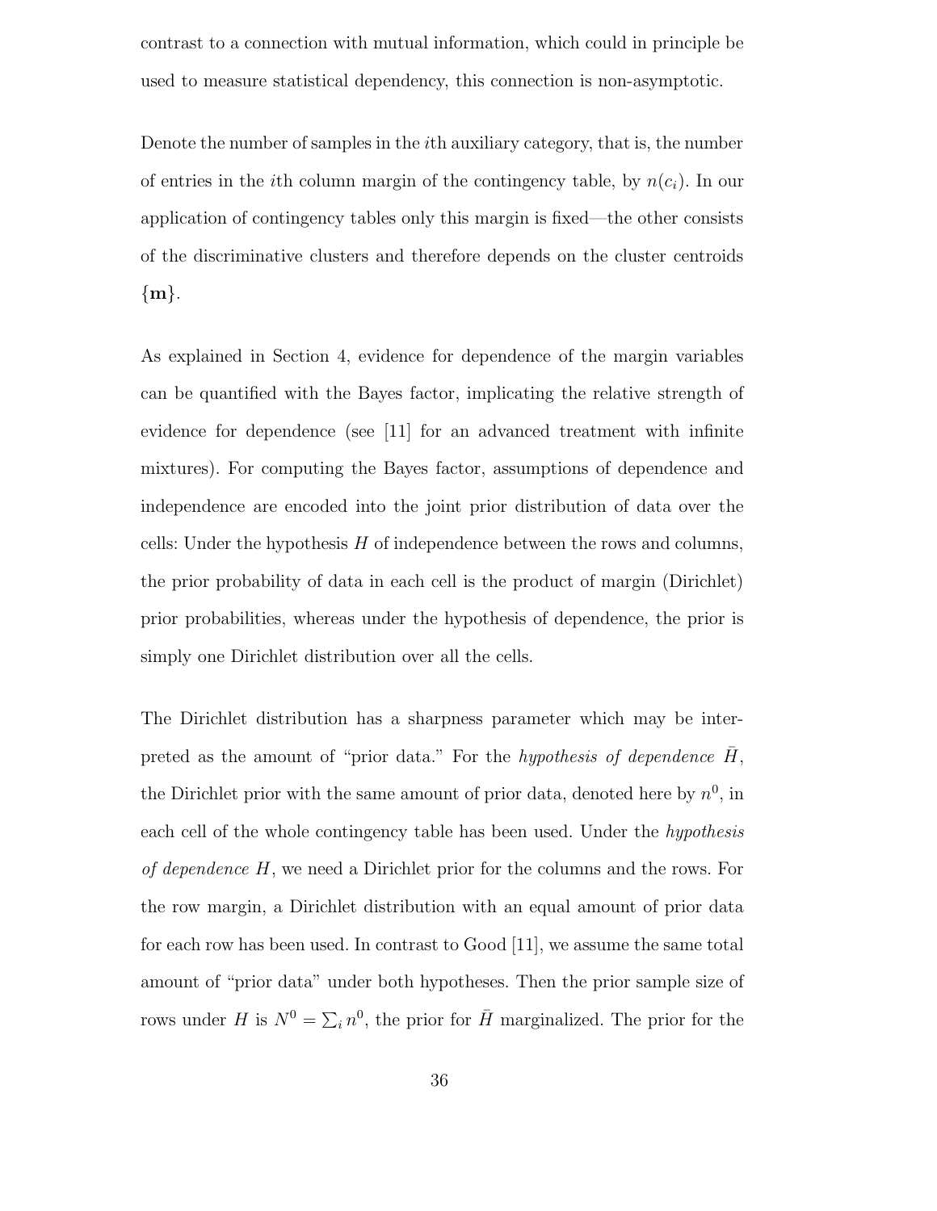contrast to a connection with mutual information, which could in principle be used to measure statistical dependency, this connection is non-asymptotic.

Denote the number of samples in the $i$th auxiliary category, that is, the number of entries in the $i$th column margin of the contingency table, by $n(c_i)$. In our application of contingency tables only this margin is fixed—the other consists of the discriminative clusters and therefore depends on the cluster centroids $\{\mathbf{m}\}$.

As explained in Section 4, evidence for dependence of the margin variables can be quantified with the Bayes factor, implicating the relative strength of evidence for dependence (see [11] for an advanced treatment with infinite mixtures). For computing the Bayes factor, assumptions of dependence and independence are encoded into the joint prior distribution of data over the cells: Under the hypothesis $H$ of independence between the rows and columns, the prior probability of data in each cell is the product of margin (Dirichlet) prior probabilities, whereas under the hypothesis of dependence, the prior is simply one Dirichlet distribution over all the cells.

The Dirichlet distribution has a sharpness parameter which may be interpreted as the amount of "prior data." For the *hypothesis of dependence* $\bar{H}$, the Dirichlet prior with the same amount of prior data, denoted here by $n^0$, in each cell of the whole contingency table has been used. Under the *hypothesis of dependence* $H$, we need a Dirichlet prior for the columns and the rows. For the row margin, a Dirichlet distribution with an equal amount of prior data for each row has been used. In contrast to Good [11], we assume the same total amount of "prior data" under both hypotheses. Then the prior sample size of rows under $H$ is $N^0 = \sum_i n^0$, the prior for $\bar{H}$ marginalized. The prior for the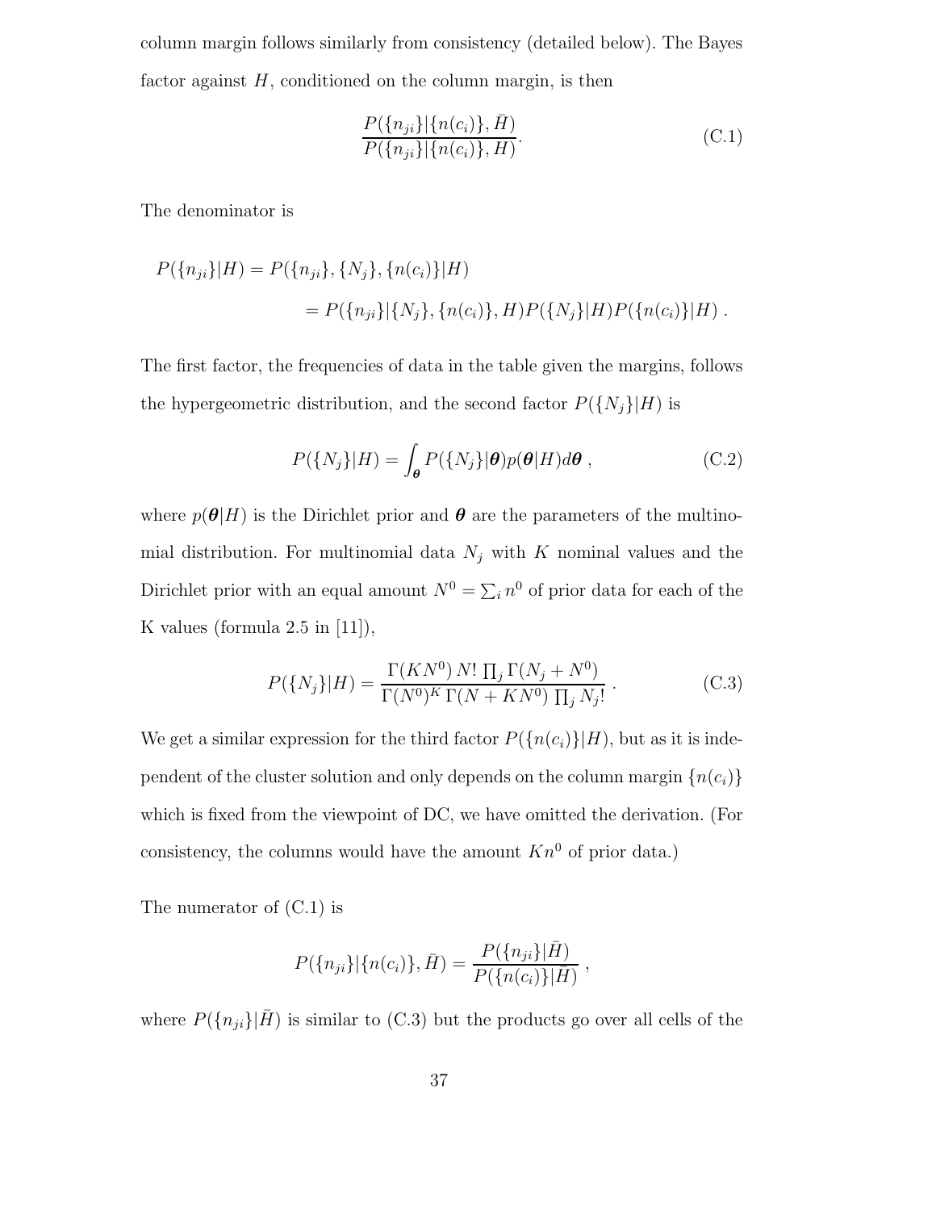column margin follows similarly from consistency (detailed below). The Bayes factor against $H$, conditioned on the column margin, is then

$$\frac{P(\{n_{ji}\}|\{n(c_i)\},\bar{H})}{P(\{n_{ji}\}|\{n(c_i)\},H)}. \tag{C.1}$$

The denominator is

$$
\begin{aligned}
P(\{n_{ji}\}|H) &= P(\{n_{ji}\},\{N_j\},\{n(c_i)\}|H) \\
&= P(\{n_{ji}\}|\{N_j\},\{n(c_i)\},H)P(\{N_j\}|H)P(\{n(c_i)\}|H)\ .
\end{aligned}
$$

The first factor, the frequencies of data in the table given the margins, follows the hypergeometric distribution, and the second factor $P(\{N_j\}|H)$ is

$$P(\{N_j\}|H) = \int_{\boldsymbol{\theta}} P(\{N_j\}|\boldsymbol{\theta})p(\boldsymbol{\theta}|H)d\boldsymbol{\theta}\ , \tag{C.2}$$

where $p(\boldsymbol{\theta}|H)$ is the Dirichlet prior and $\boldsymbol{\theta}$ are the parameters of the multinomial distribution. For multinomial data $N_j$ with $K$ nominal values and the Dirichlet prior with an equal amount $N^0 = \sum_i n^0$ of prior data for each of the K values (formula 2.5 in [11]),

$$P(\{N_j\}|H) = \frac{\Gamma(KN^0)\, N!\, \prod_j \Gamma(N_j + N^0)}{\Gamma(N^0)^K\, \Gamma(N + KN^0)\, \prod_j N_j!}\ . \tag{C.3}$$

We get a similar expression for the third factor $P(\{n(c_i)\}|H)$, but as it is independent of the cluster solution and only depends on the column margin $\{n(c_i)\}$ which is fixed from the viewpoint of DC, we have omitted the derivation. (For consistency, the columns would have the amount $Kn^0$ of prior data.)

The numerator of (C.1) is

$$P(\{n_{ji}\}|\{n(c_i)\},\bar{H}) = \frac{P(\{n_{ji}\}|\bar{H})}{P(\{n(c_i)\}|\bar{H})}\ ,$$

where $P(\{n_{ji}\}|\bar{H})$ is similar to (C.3) but the products go over all cells of the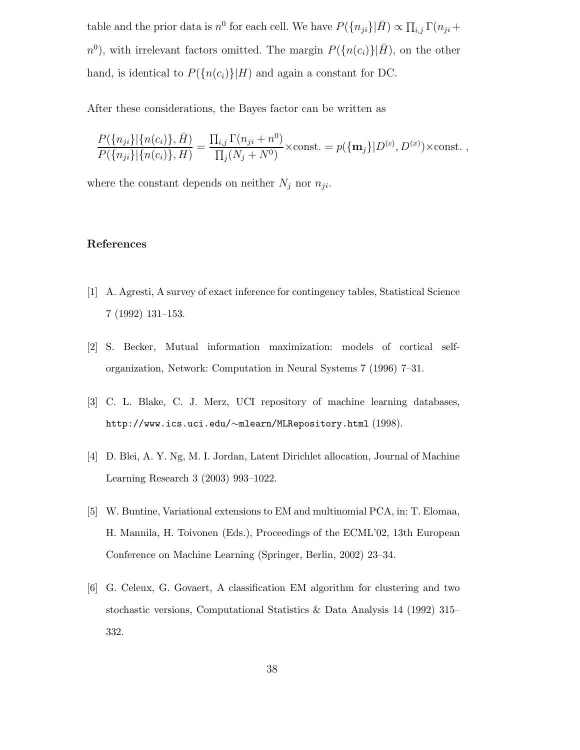table and the prior data is $n^0$ for each cell. We have $P(\{n_{ji}\}|\bar{H}) \propto \prod_{i,j} \Gamma(n_{ji} + n^0)$, with irrelevant factors omitted. The margin $P(\{n(c_i)\}|\bar{H})$, on the other hand, is identical to $P(\{n(c_i)\}|H)$ and again a constant for DC.

After these considerations, the Bayes factor can be written as

$$\frac{P(\{n_{ji}\}|\{n(c_i)\}, \bar{H})}{P(\{n_{ji}\}|\{n(c_i)\}, H)} = \frac{\prod_{i,j} \Gamma(n_{ji} + n^0)}{\prod_j (N_j + N^0)} \times \text{const.} = p(\{\mathbf{m}_j\}|D^{(c)}, D^{(x)}) \times \text{const.} \, ,$$

where the constant depends on neither $N_j$ nor $n_{ji}$.

## References

[1] A. Agresti, A survey of exact inference for contingency tables, Statistical Science 7 (1992) 131–153.

[2] S. Becker, Mutual information maximization: models of cortical self-organization, Network: Computation in Neural Systems 7 (1996) 7–31.

[3] C. L. Blake, C. J. Merz, UCI repository of machine learning databases, `http://www.ics.uci.edu/~mlearn/MLRepository.html` (1998).

[4] D. Blei, A. Y. Ng, M. I. Jordan, Latent Dirichlet allocation, Journal of Machine Learning Research 3 (2003) 993–1022.

[5] W. Buntine, Variational extensions to EM and multinomial PCA, in: T. Elomaa, H. Mannila, H. Toivonen (Eds.), Proceedings of the ECML'02, 13th European Conference on Machine Learning (Springer, Berlin, 2002) 23–34.

[6] G. Celeux, G. Govaert, A classification EM algorithm for clustering and two stochastic versions, Computational Statistics & Data Analysis 14 (1992) 315–332.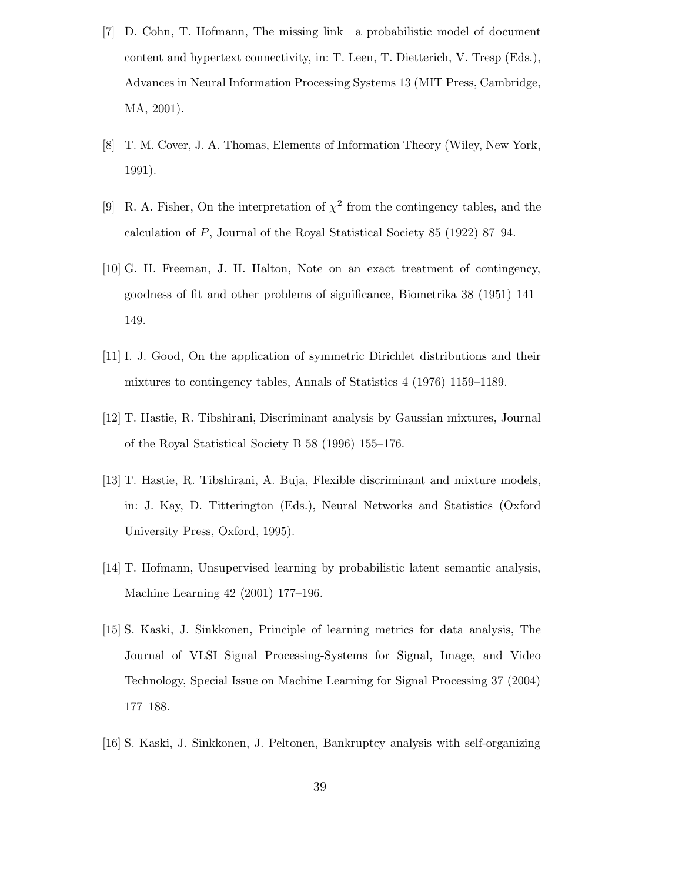[7] D. Cohn, T. Hofmann, The missing link—a probabilistic model of document content and hypertext connectivity, in: T. Leen, T. Dietterich, V. Tresp (Eds.), Advances in Neural Information Processing Systems 13 (MIT Press, Cambridge, MA, 2001).

[8] T. M. Cover, J. A. Thomas, Elements of Information Theory (Wiley, New York, 1991).

[9] R. A. Fisher, On the interpretation of $\chi^2$ from the contingency tables, and the calculation of $P$, Journal of the Royal Statistical Society 85 (1922) 87–94.

[10] G. H. Freeman, J. H. Halton, Note on an exact treatment of contingency, goodness of fit and other problems of significance, Biometrika 38 (1951) 141–149.

[11] I. J. Good, On the application of symmetric Dirichlet distributions and their mixtures to contingency tables, Annals of Statistics 4 (1976) 1159–1189.

[12] T. Hastie, R. Tibshirani, Discriminant analysis by Gaussian mixtures, Journal of the Royal Statistical Society B 58 (1996) 155–176.

[13] T. Hastie, R. Tibshirani, A. Buja, Flexible discriminant and mixture models, in: J. Kay, D. Titterington (Eds.), Neural Networks and Statistics (Oxford University Press, Oxford, 1995).

[14] T. Hofmann, Unsupervised learning by probabilistic latent semantic analysis, Machine Learning 42 (2001) 177–196.

[15] S. Kaski, J. Sinkkonen, Principle of learning metrics for data analysis, The Journal of VLSI Signal Processing-Systems for Signal, Image, and Video Technology, Special Issue on Machine Learning for Signal Processing 37 (2004) 177–188.

[16] S. Kaski, J. Sinkkonen, J. Peltonen, Bankruptcy analysis with self-organizing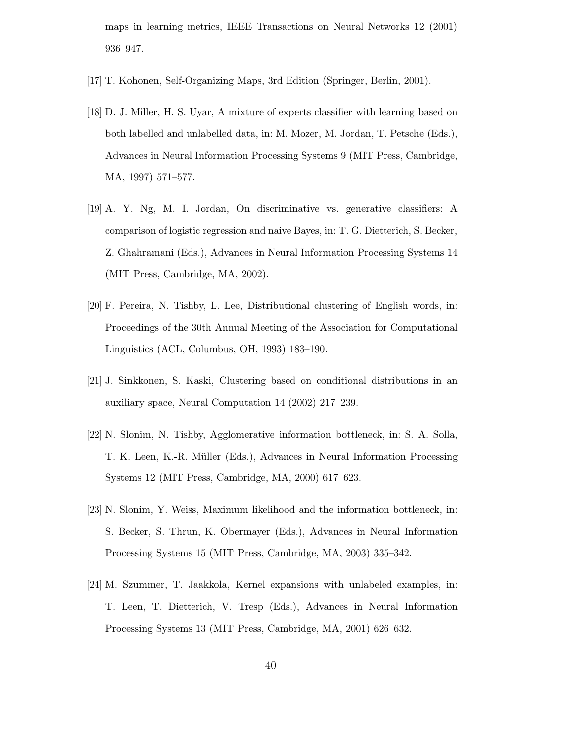maps in learning metrics, IEEE Transactions on Neural Networks 12 (2001) 936–947.

[17] T. Kohonen, Self-Organizing Maps, 3rd Edition (Springer, Berlin, 2001).

[18] D. J. Miller, H. S. Uyar, A mixture of experts classifier with learning based on both labelled and unlabelled data, in: M. Mozer, M. Jordan, T. Petsche (Eds.), Advances in Neural Information Processing Systems 9 (MIT Press, Cambridge, MA, 1997) 571–577.

[19] A. Y. Ng, M. I. Jordan, On discriminative vs. generative classifiers: A comparison of logistic regression and naive Bayes, in: T. G. Dietterich, S. Becker, Z. Ghahramani (Eds.), Advances in Neural Information Processing Systems 14 (MIT Press, Cambridge, MA, 2002).

[20] F. Pereira, N. Tishby, L. Lee, Distributional clustering of English words, in: Proceedings of the 30th Annual Meeting of the Association for Computational Linguistics (ACL, Columbus, OH, 1993) 183–190.

[21] J. Sinkkonen, S. Kaski, Clustering based on conditional distributions in an auxiliary space, Neural Computation 14 (2002) 217–239.

[22] N. Slonim, N. Tishby, Agglomerative information bottleneck, in: S. A. Solla, T. K. Leen, K.-R. Müller (Eds.), Advances in Neural Information Processing Systems 12 (MIT Press, Cambridge, MA, 2000) 617–623.

[23] N. Slonim, Y. Weiss, Maximum likelihood and the information bottleneck, in: S. Becker, S. Thrun, K. Obermayer (Eds.), Advances in Neural Information Processing Systems 15 (MIT Press, Cambridge, MA, 2003) 335–342.

[24] M. Szummer, T. Jaakkola, Kernel expansions with unlabeled examples, in: T. Leen, T. Dietterich, V. Tresp (Eds.), Advances in Neural Information Processing Systems 13 (MIT Press, Cambridge, MA, 2001) 626–632.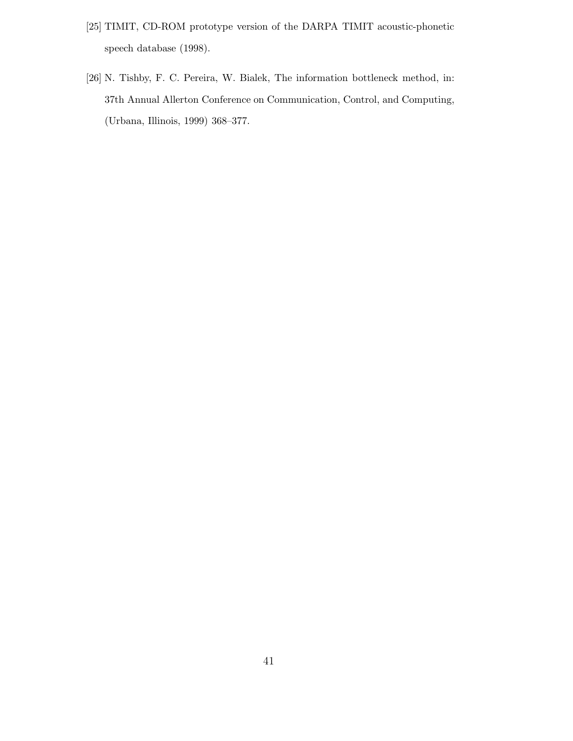[25] TIMIT, CD-ROM prototype version of the DARPA TIMIT acoustic-phonetic speech database (1998).

[26] N. Tishby, F. C. Pereira, W. Bialek, The information bottleneck method, in: 37th Annual Allerton Conference on Communication, Control, and Computing, (Urbana, Illinois, 1999) 368–377.